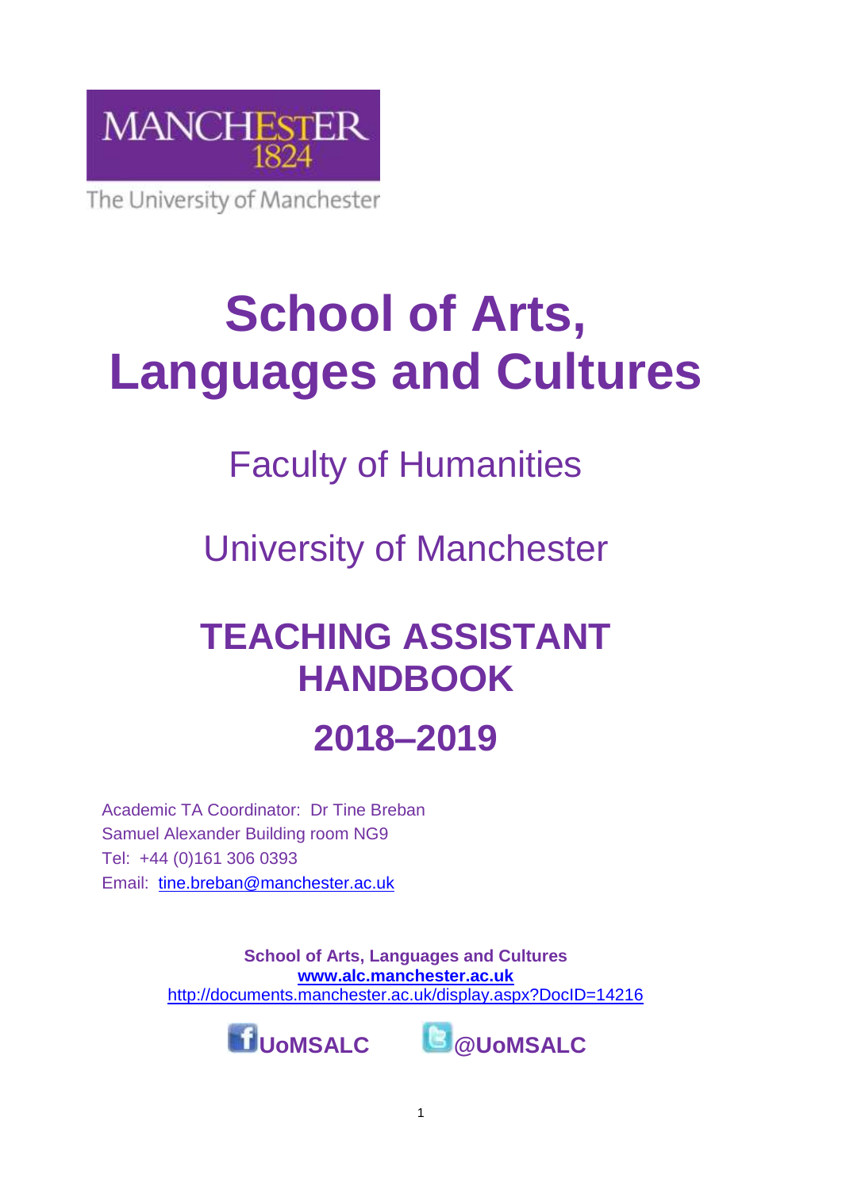MANCHESTER
1824

The University of Manchester

# School of Arts, Languages and Cultures

## Faculty of Humanities

## University of Manchester

# TEACHING ASSISTANT HANDBOOK

# 2018–2019

Academic TA Coordinator: Dr Tine Breban
Samuel Alexander Building room NG9
Tel: +44 (0)161 306 0393
Email: tine.breban@manchester.ac.uk

**School of Arts, Languages and Cultures**
**www.alc.manchester.ac.uk**
http://documents.manchester.ac.uk/display.aspx?DocID=14216

**UoMSALC** **@UoMSALC**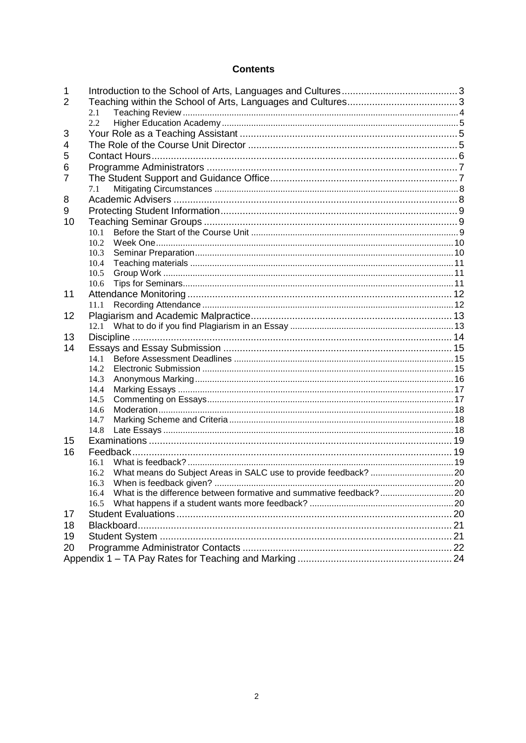**Contents**

| | | |
|---|---|---|
| 1 | Introduction to the School of Arts, Languages and Cultures | 3 |
| 2 | Teaching within the School of Arts, Languages and Cultures | 3 |
| 2.1 | Teaching Review | 4 |
| 2.2 | Higher Education Academy | 5 |
| 3 | Your Role as a Teaching Assistant | 5 |
| 4 | The Role of the Course Unit Director | 5 |
| 5 | Contact Hours | 6 |
| 6 | Programme Administrators | 7 |
| 7 | The Student Support and Guidance Office | 7 |
| 7.1 | Mitigating Circumstances | 8 |
| 8 | Academic Advisers | 8 |
| 9 | Protecting Student Information | 9 |
| 10 | Teaching Seminar Groups | 9 |
| 10.1 | Before the Start of the Course Unit | 9 |
| 10.2 | Week One | 10 |
| 10.3 | Seminar Preparation | 10 |
| 10.4 | Teaching materials | 11 |
| 10.5 | Group Work | 11 |
| 10.6 | Tips for Seminars | 11 |
| 11 | Attendance Monitoring | 12 |
| 11.1 | Recording Attendance | 12 |
| 12 | Plagiarism and Academic Malpractice | 13 |
| 12.1 | What to do if you find Plagiarism in an Essay | 13 |
| 13 | Discipline | 14 |
| 14 | Essays and Essay Submission | 15 |
| 14.1 | Before Assessment Deadlines | 15 |
| 14.2 | Electronic Submission | 15 |
| 14.3 | Anonymous Marking | 16 |
| 14.4 | Marking Essays | 17 |
| 14.5 | Commenting on Essays | 17 |
| 14.6 | Moderation | 18 |
| 14.7 | Marking Scheme and Criteria | 18 |
| 14.8 | Late Essays | 18 |
| 15 | Examinations | 19 |
| 16 | Feedback | 19 |
| 16.1 | What is feedback? | 19 |
| 16.2 | What means do Subject Areas in SALC use to provide feedback? | 20 |
| 16.3 | When is feedback given? | 20 |
| 16.4 | What is the difference between formative and summative feedback? | 20 |
| 16.5 | What happens if a student wants more feedback? | 20 |
| 17 | Student Evaluations | 20 |
| 18 | Blackboard | 21 |
| 19 | Student System | 21 |
| 20 | Programme Administrator Contacts | 22 |
| | Appendix 1 – TA Pay Rates for Teaching and Marking | 24 |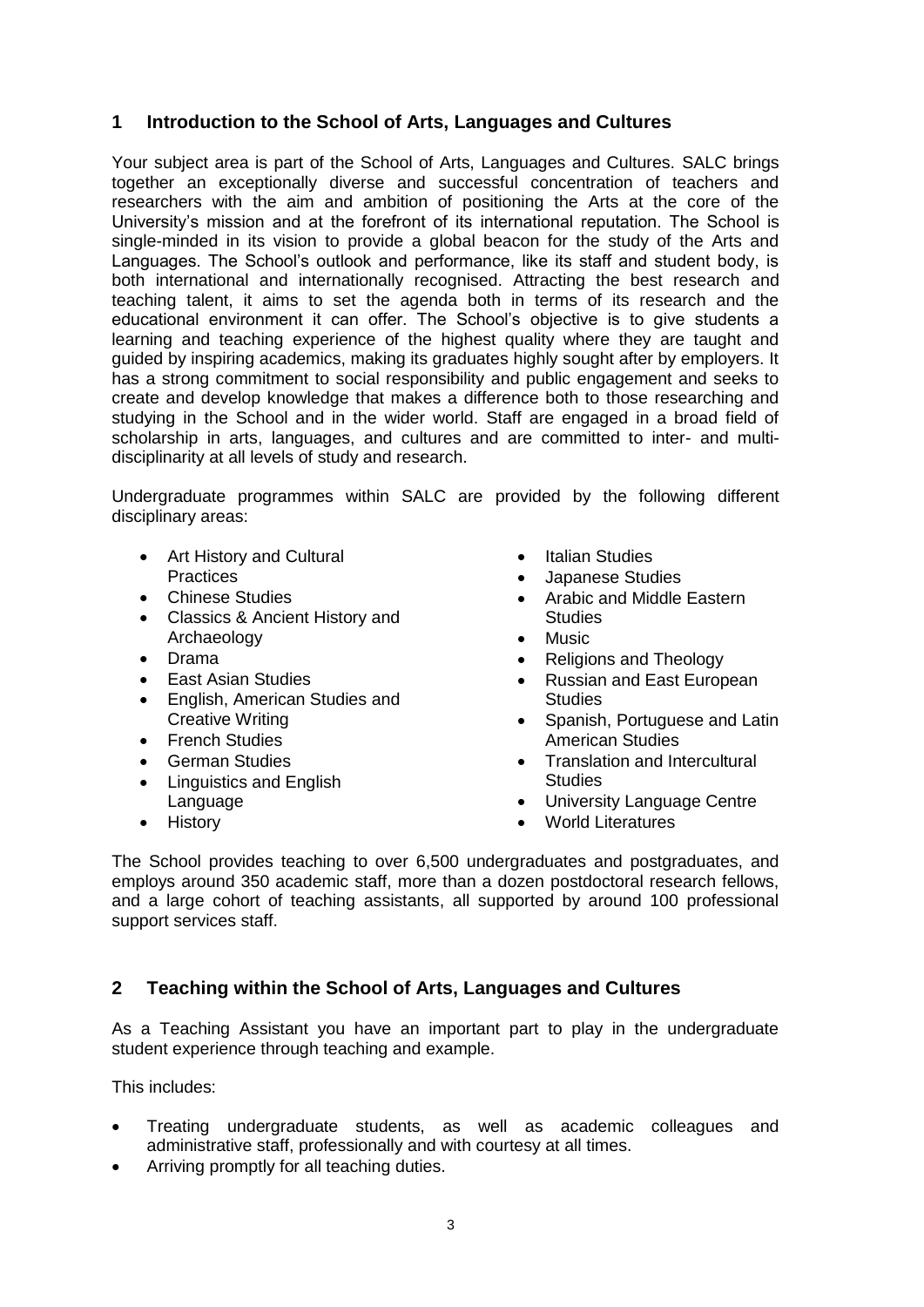## 1 Introduction to the School of Arts, Languages and Cultures

Your subject area is part of the School of Arts, Languages and Cultures. SALC brings together an exceptionally diverse and successful concentration of teachers and researchers with the aim and ambition of positioning the Arts at the core of the University's mission and at the forefront of its international reputation. The School is single-minded in its vision to provide a global beacon for the study of the Arts and Languages. The School's outlook and performance, like its staff and student body, is both international and internationally recognised. Attracting the best research and teaching talent, it aims to set the agenda both in terms of its research and the educational environment it can offer. The School's objective is to give students a learning and teaching experience of the highest quality where they are taught and guided by inspiring academics, making its graduates highly sought after by employers. It has a strong commitment to social responsibility and public engagement and seeks to create and develop knowledge that makes a difference both to those researching and studying in the School and in the wider world. Staff are engaged in a broad field of scholarship in arts, languages, and cultures and are committed to inter- and multi-disciplinarity at all levels of study and research.

Undergraduate programmes within SALC are provided by the following different disciplinary areas:

- Art History and Cultural Practices
- Chinese Studies
- Classics & Ancient History and Archaeology
- Drama
- East Asian Studies
- English, American Studies and Creative Writing
- French Studies
- German Studies
- Linguistics and English Language
- History
- Italian Studies
- Japanese Studies
- Arabic and Middle Eastern Studies
- Music
- Religions and Theology
- Russian and East European Studies
- Spanish, Portuguese and Latin American Studies
- Translation and Intercultural Studies
- University Language Centre
- World Literatures

The School provides teaching to over 6,500 undergraduates and postgraduates, and employs around 350 academic staff, more than a dozen postdoctoral research fellows, and a large cohort of teaching assistants, all supported by around 100 professional support services staff.

## 2 Teaching within the School of Arts, Languages and Cultures

As a Teaching Assistant you have an important part to play in the undergraduate student experience through teaching and example.

This includes:

- Treating undergraduate students, as well as academic colleagues and administrative staff, professionally and with courtesy at all times.
- Arriving promptly for all teaching duties.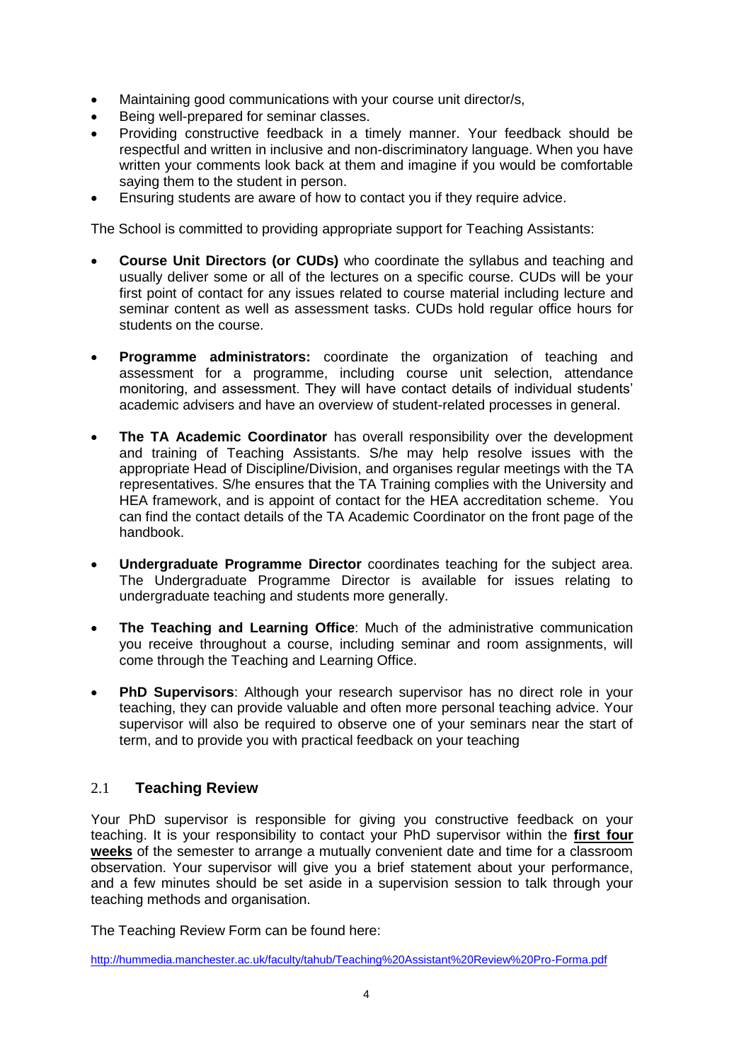- Maintaining good communications with your course unit director/s,
- Being well-prepared for seminar classes.
- Providing constructive feedback in a timely manner. Your feedback should be respectful and written in inclusive and non-discriminatory language. When you have written your comments look back at them and imagine if you would be comfortable saying them to the student in person.
- Ensuring students are aware of how to contact you if they require advice.

The School is committed to providing appropriate support for Teaching Assistants:

- **Course Unit Directors (or CUDs)** who coordinate the syllabus and teaching and usually deliver some or all of the lectures on a specific course. CUDs will be your first point of contact for any issues related to course material including lecture and seminar content as well as assessment tasks. CUDs hold regular office hours for students on the course.

- **Programme administrators:** coordinate the organization of teaching and assessment for a programme, including course unit selection, attendance monitoring, and assessment. They will have contact details of individual students' academic advisers and have an overview of student-related processes in general.

- **The TA Academic Coordinator** has overall responsibility over the development and training of Teaching Assistants. S/he may help resolve issues with the appropriate Head of Discipline/Division, and organises regular meetings with the TA representatives. S/he ensures that the TA Training complies with the University and HEA framework, and is appoint of contact for the HEA accreditation scheme. You can find the contact details of the TA Academic Coordinator on the front page of the handbook.

- **Undergraduate Programme Director** coordinates teaching for the subject area. The Undergraduate Programme Director is available for issues relating to undergraduate teaching and students more generally.

- **The Teaching and Learning Office**: Much of the administrative communication you receive throughout a course, including seminar and room assignments, will come through the Teaching and Learning Office.

- **PhD Supervisors**: Although your research supervisor has no direct role in your teaching, they can provide valuable and often more personal teaching advice. Your supervisor will also be required to observe one of your seminars near the start of term, and to provide you with practical feedback on your teaching

## 2.1 Teaching Review

Your PhD supervisor is responsible for giving you constructive feedback on your teaching. It is your responsibility to contact your PhD supervisor within the **first four weeks** of the semester to arrange a mutually convenient date and time for a classroom observation. Your supervisor will give you a brief statement about your performance, and a few minutes should be set aside in a supervision session to talk through your teaching methods and organisation.

The Teaching Review Form can be found here:

http://hummedia.manchester.ac.uk/faculty/tahub/Teaching%20Assistant%20Review%20Pro-Forma.pdf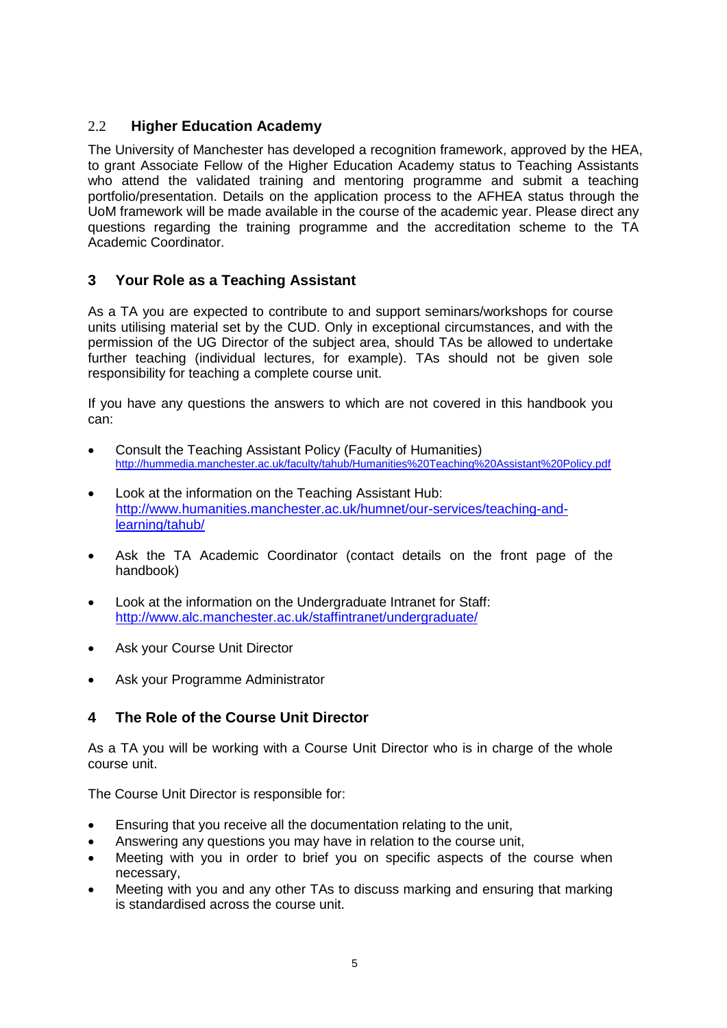### 2.2 Higher Education Academy

The University of Manchester has developed a recognition framework, approved by the HEA, to grant Associate Fellow of the Higher Education Academy status to Teaching Assistants who attend the validated training and mentoring programme and submit a teaching portfolio/presentation. Details on the application process to the AFHEA status through the UoM framework will be made available in the course of the academic year. Please direct any questions regarding the training programme and the accreditation scheme to the TA Academic Coordinator.

## 3 Your Role as a Teaching Assistant

As a TA you are expected to contribute to and support seminars/workshops for course units utilising material set by the CUD. Only in exceptional circumstances, and with the permission of the UG Director of the subject area, should TAs be allowed to undertake further teaching (individual lectures, for example). TAs should not be given sole responsibility for teaching a complete course unit.

If you have any questions the answers to which are not covered in this handbook you can:

- Consult the Teaching Assistant Policy (Faculty of Humanities) http://hummedia.manchester.ac.uk/faculty/tahub/Humanities%20Teaching%20Assistant%20Policy.pdf
- Look at the information on the Teaching Assistant Hub: http://www.humanities.manchester.ac.uk/humnet/our-services/teaching-and-learning/tahub/
- Ask the TA Academic Coordinator (contact details on the front page of the handbook)
- Look at the information on the Undergraduate Intranet for Staff: http://www.alc.manchester.ac.uk/staffintranet/undergraduate/
- Ask your Course Unit Director
- Ask your Programme Administrator

## 4 The Role of the Course Unit Director

As a TA you will be working with a Course Unit Director who is in charge of the whole course unit.

The Course Unit Director is responsible for:

- Ensuring that you receive all the documentation relating to the unit,
- Answering any questions you may have in relation to the course unit,
- Meeting with you in order to brief you on specific aspects of the course when necessary,
- Meeting with you and any other TAs to discuss marking and ensuring that marking is standardised across the course unit.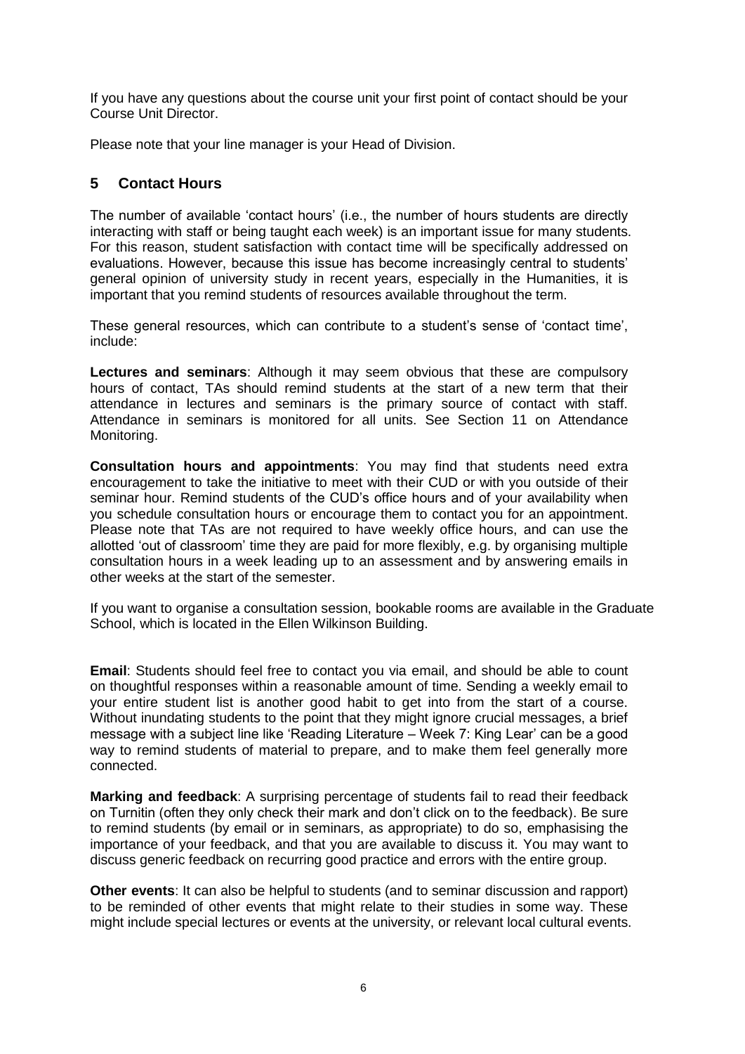If you have any questions about the course unit your first point of contact should be your Course Unit Director.

Please note that your line manager is your Head of Division.

## 5 Contact Hours

The number of available 'contact hours' (i.e., the number of hours students are directly interacting with staff or being taught each week) is an important issue for many students. For this reason, student satisfaction with contact time will be specifically addressed on evaluations. However, because this issue has become increasingly central to students' general opinion of university study in recent years, especially in the Humanities, it is important that you remind students of resources available throughout the term.

These general resources, which can contribute to a student's sense of 'contact time', include:

**Lectures and seminars**: Although it may seem obvious that these are compulsory hours of contact, TAs should remind students at the start of a new term that their attendance in lectures and seminars is the primary source of contact with staff. Attendance in seminars is monitored for all units. See Section 11 on Attendance Monitoring.

**Consultation hours and appointments**: You may find that students need extra encouragement to take the initiative to meet with their CUD or with you outside of their seminar hour. Remind students of the CUD's office hours and of your availability when you schedule consultation hours or encourage them to contact you for an appointment. Please note that TAs are not required to have weekly office hours, and can use the allotted 'out of classroom' time they are paid for more flexibly, e.g. by organising multiple consultation hours in a week leading up to an assessment and by answering emails in other weeks at the start of the semester.

If you want to organise a consultation session, bookable rooms are available in the Graduate School, which is located in the Ellen Wilkinson Building.

**Email**: Students should feel free to contact you via email, and should be able to count on thoughtful responses within a reasonable amount of time. Sending a weekly email to your entire student list is another good habit to get into from the start of a course. Without inundating students to the point that they might ignore crucial messages, a brief message with a subject line like 'Reading Literature – Week 7: King Lear' can be a good way to remind students of material to prepare, and to make them feel generally more connected.

**Marking and feedback**: A surprising percentage of students fail to read their feedback on Turnitin (often they only check their mark and don't click on to the feedback). Be sure to remind students (by email or in seminars, as appropriate) to do so, emphasising the importance of your feedback, and that you are available to discuss it. You may want to discuss generic feedback on recurring good practice and errors with the entire group.

**Other events**: It can also be helpful to students (and to seminar discussion and rapport) to be reminded of other events that might relate to their studies in some way. These might include special lectures or events at the university, or relevant local cultural events.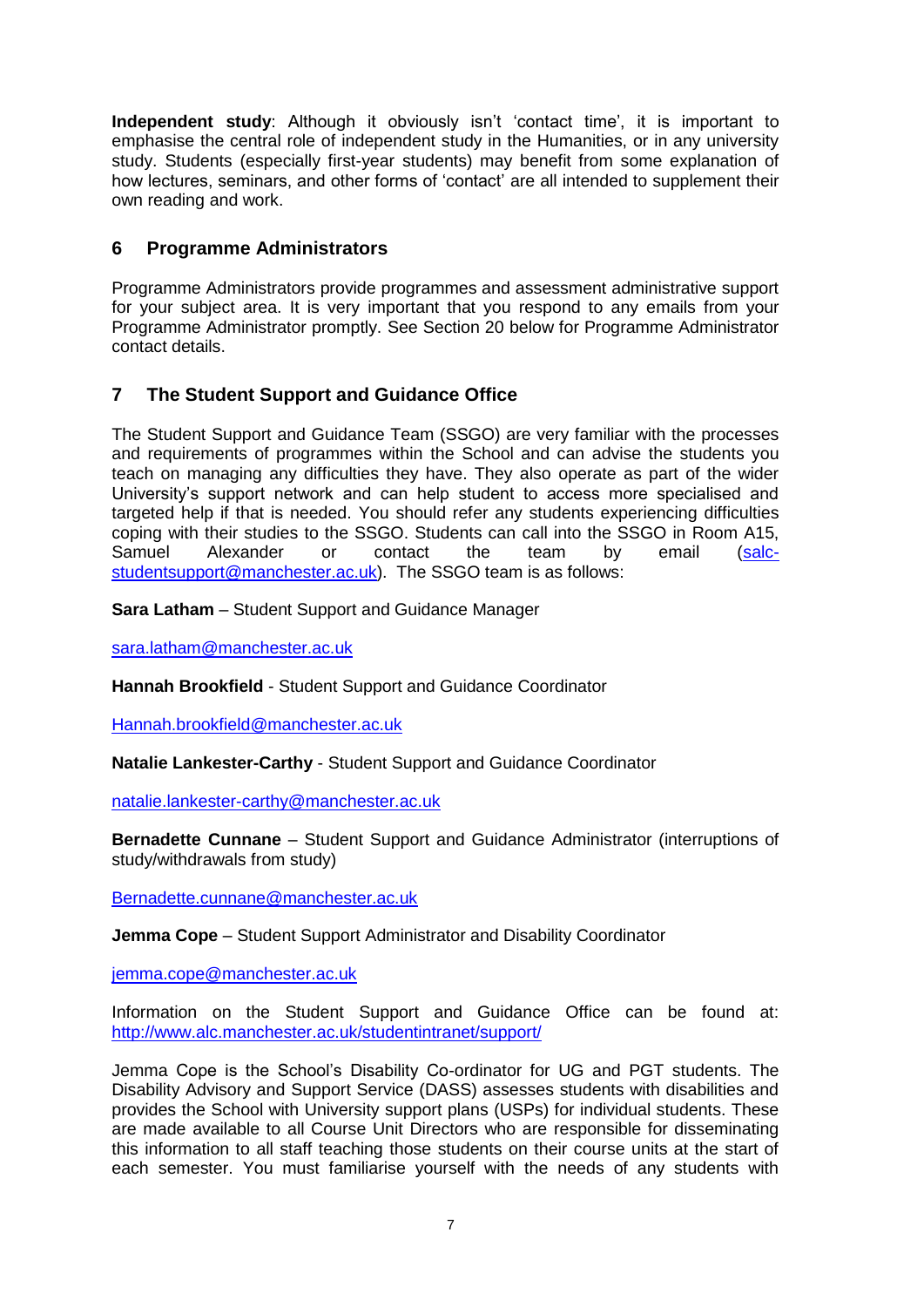**Independent study**: Although it obviously isn't 'contact time', it is important to emphasise the central role of independent study in the Humanities, or in any university study. Students (especially first-year students) may benefit from some explanation of how lectures, seminars, and other forms of 'contact' are all intended to supplement their own reading and work.

## 6 Programme Administrators

Programme Administrators provide programmes and assessment administrative support for your subject area. It is very important that you respond to any emails from your Programme Administrator promptly. See Section 20 below for Programme Administrator contact details.

## 7 The Student Support and Guidance Office

The Student Support and Guidance Team (SSGO) are very familiar with the processes and requirements of programmes within the School and can advise the students you teach on managing any difficulties they have. They also operate as part of the wider University's support network and can help student to access more specialised and targeted help if that is needed. You should refer any students experiencing difficulties coping with their studies to the SSGO. Students can call into the SSGO in Room A15, Samuel Alexander or contact the team by email (salc-studentsupport@manchester.ac.uk). The SSGO team is as follows:

**Sara Latham** – Student Support and Guidance Manager

sara.latham@manchester.ac.uk

**Hannah Brookfield** - Student Support and Guidance Coordinator

Hannah.brookfield@manchester.ac.uk

**Natalie Lankester-Carthy** - Student Support and Guidance Coordinator

natalie.lankester-carthy@manchester.ac.uk

**Bernadette Cunnane** – Student Support and Guidance Administrator (interruptions of study/withdrawals from study)

Bernadette.cunnane@manchester.ac.uk

**Jemma Cope** – Student Support Administrator and Disability Coordinator

jemma.cope@manchester.ac.uk

Information on the Student Support and Guidance Office can be found at: http://www.alc.manchester.ac.uk/studentintranet/support/

Jemma Cope is the School's Disability Co-ordinator for UG and PGT students. The Disability Advisory and Support Service (DASS) assesses students with disabilities and provides the School with University support plans (USPs) for individual students. These are made available to all Course Unit Directors who are responsible for disseminating this information to all staff teaching those students on their course units at the start of each semester. You must familiarise yourself with the needs of any students with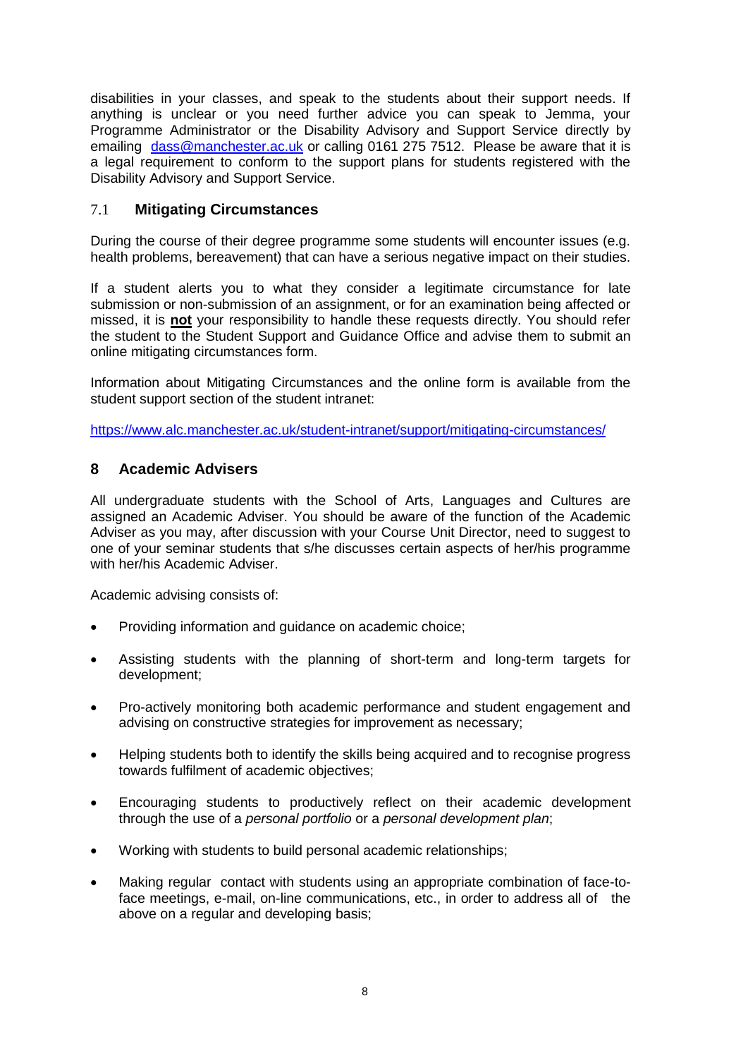disabilities in your classes, and speak to the students about their support needs. If anything is unclear or you need further advice you can speak to Jemma, your Programme Administrator or the Disability Advisory and Support Service directly by emailing [dass@manchester.ac.uk](mailto:dass@manchester.ac.uk) or calling 0161 275 7512. Please be aware that it is a legal requirement to conform to the support plans for students registered with the Disability Advisory and Support Service.

### 7.1 Mitigating Circumstances

During the course of their degree programme some students will encounter issues (e.g. health problems, bereavement) that can have a serious negative impact on their studies.

If a student alerts you to what they consider a legitimate circumstance for late submission or non-submission of an assignment, or for an examination being affected or missed, it is **not** your responsibility to handle these requests directly. You should refer the student to the Student Support and Guidance Office and advise them to submit an online mitigating circumstances form.

Information about Mitigating Circumstances and the online form is available from the student support section of the student intranet:

https://www.alc.manchester.ac.uk/student-intranet/support/mitigating-circumstances/

## 8 Academic Advisers

All undergraduate students with the School of Arts, Languages and Cultures are assigned an Academic Adviser. You should be aware of the function of the Academic Adviser as you may, after discussion with your Course Unit Director, need to suggest to one of your seminar students that s/he discusses certain aspects of her/his programme with her/his Academic Adviser.

Academic advising consists of:

- Providing information and guidance on academic choice;
- Assisting students with the planning of short-term and long-term targets for development;
- Pro-actively monitoring both academic performance and student engagement and advising on constructive strategies for improvement as necessary;
- Helping students both to identify the skills being acquired and to recognise progress towards fulfilment of academic objectives;
- Encouraging students to productively reflect on their academic development through the use of a *personal portfolio* or a *personal development plan*;
- Working with students to build personal academic relationships;
- Making regular contact with students using an appropriate combination of face-to-face meetings, e-mail, on-line communications, etc., in order to address all of the above on a regular and developing basis;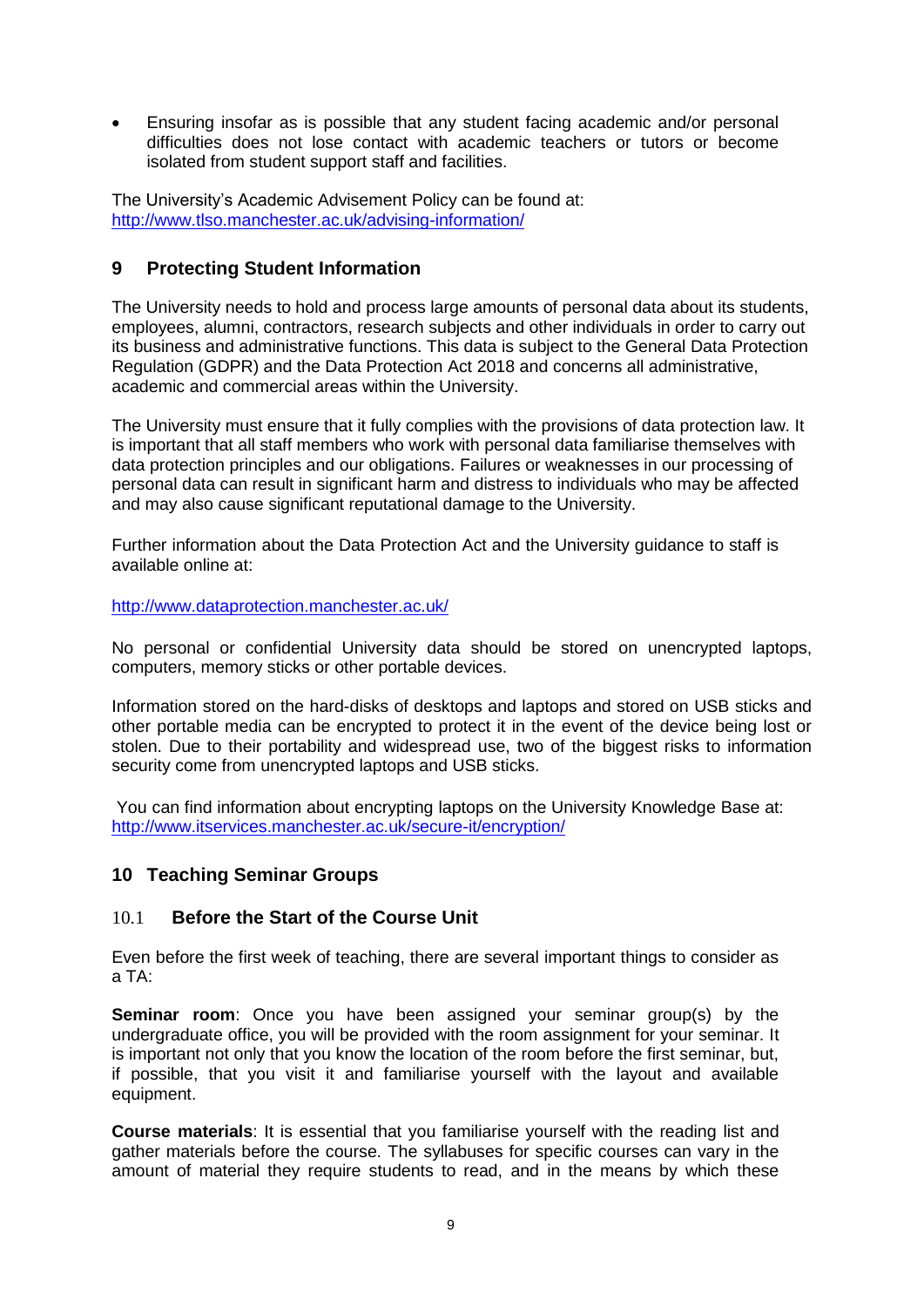- Ensuring insofar as is possible that any student facing academic and/or personal difficulties does not lose contact with academic teachers or tutors or become isolated from student support staff and facilities.

The University's Academic Advisement Policy can be found at: http://www.tlso.manchester.ac.uk/advising-information/

## 9 Protecting Student Information

The University needs to hold and process large amounts of personal data about its students, employees, alumni, contractors, research subjects and other individuals in order to carry out its business and administrative functions. This data is subject to the General Data Protection Regulation (GDPR) and the Data Protection Act 2018 and concerns all administrative, academic and commercial areas within the University.

The University must ensure that it fully complies with the provisions of data protection law. It is important that all staff members who work with personal data familiarise themselves with data protection principles and our obligations. Failures or weaknesses in our processing of personal data can result in significant harm and distress to individuals who may be affected and may also cause significant reputational damage to the University.

Further information about the Data Protection Act and the University guidance to staff is available online at:

http://www.dataprotection.manchester.ac.uk/

No personal or confidential University data should be stored on unencrypted laptops, computers, memory sticks or other portable devices.

Information stored on the hard-disks of desktops and laptops and stored on USB sticks and other portable media can be encrypted to protect it in the event of the device being lost or stolen. Due to their portability and widespread use, two of the biggest risks to information security come from unencrypted laptops and USB sticks.

You can find information about encrypting laptops on the University Knowledge Base at: http://www.itservices.manchester.ac.uk/secure-it/encryption/

## 10 Teaching Seminar Groups

### 10.1 Before the Start of the Course Unit

Even before the first week of teaching, there are several important things to consider as a TA:

**Seminar room**: Once you have been assigned your seminar group(s) by the undergraduate office, you will be provided with the room assignment for your seminar. It is important not only that you know the location of the room before the first seminar, but, if possible, that you visit it and familiarise yourself with the layout and available equipment.

**Course materials**: It is essential that you familiarise yourself with the reading list and gather materials before the course. The syllabuses for specific courses can vary in the amount of material they require students to read, and in the means by which these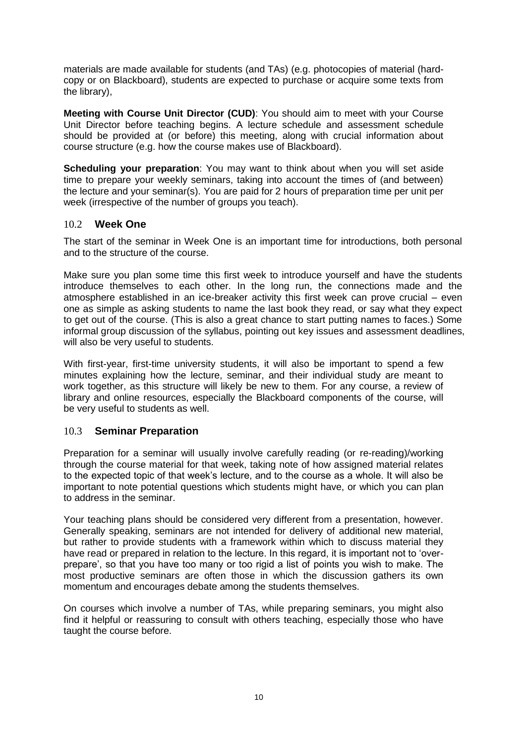materials are made available for students (and TAs) (e.g. photocopies of material (hard-copy or on Blackboard), students are expected to purchase or acquire some texts from the library),

**Meeting with Course Unit Director (CUD)**: You should aim to meet with your Course Unit Director before teaching begins. A lecture schedule and assessment schedule should be provided at (or before) this meeting, along with crucial information about course structure (e.g. how the course makes use of Blackboard).

**Scheduling your preparation**: You may want to think about when you will set aside time to prepare your weekly seminars, taking into account the times of (and between) the lecture and your seminar(s). You are paid for 2 hours of preparation time per unit per week (irrespective of the number of groups you teach).

## 10.2 Week One

The start of the seminar in Week One is an important time for introductions, both personal and to the structure of the course.

Make sure you plan some time this first week to introduce yourself and have the students introduce themselves to each other. In the long run, the connections made and the atmosphere established in an ice-breaker activity this first week can prove crucial – even one as simple as asking students to name the last book they read, or say what they expect to get out of the course. (This is also a great chance to start putting names to faces.) Some informal group discussion of the syllabus, pointing out key issues and assessment deadlines, will also be very useful to students.

With first-year, first-time university students, it will also be important to spend a few minutes explaining how the lecture, seminar, and their individual study are meant to work together, as this structure will likely be new to them. For any course, a review of library and online resources, especially the Blackboard components of the course, will be very useful to students as well.

## 10.3 Seminar Preparation

Preparation for a seminar will usually involve carefully reading (or re-reading)/working through the course material for that week, taking note of how assigned material relates to the expected topic of that week's lecture, and to the course as a whole. It will also be important to note potential questions which students might have, or which you can plan to address in the seminar.

Your teaching plans should be considered very different from a presentation, however. Generally speaking, seminars are not intended for delivery of additional new material, but rather to provide students with a framework within which to discuss material they have read or prepared in relation to the lecture. In this regard, it is important not to 'over-prepare', so that you have too many or too rigid a list of points you wish to make. The most productive seminars are often those in which the discussion gathers its own momentum and encourages debate among the students themselves.

On courses which involve a number of TAs, while preparing seminars, you might also find it helpful or reassuring to consult with others teaching, especially those who have taught the course before.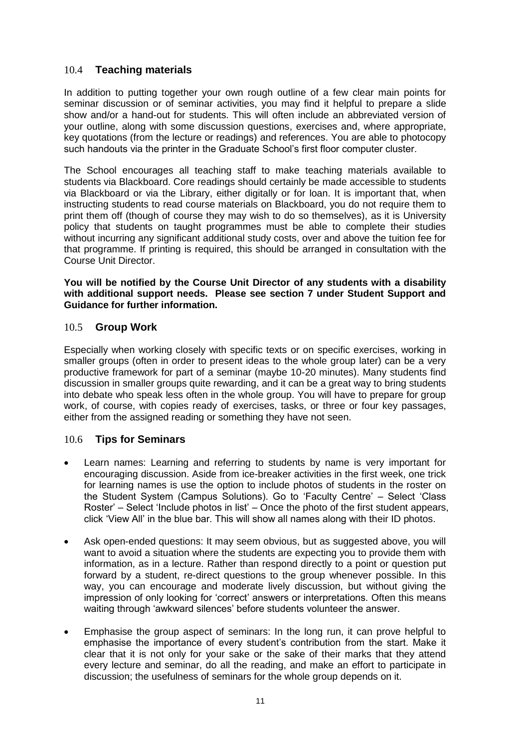## 10.4 Teaching materials

In addition to putting together your own rough outline of a few clear main points for seminar discussion or of seminar activities, you may find it helpful to prepare a slide show and/or a hand-out for students. This will often include an abbreviated version of your outline, along with some discussion questions, exercises and, where appropriate, key quotations (from the lecture or readings) and references. You are able to photocopy such handouts via the printer in the Graduate School's first floor computer cluster.

The School encourages all teaching staff to make teaching materials available to students via Blackboard. Core readings should certainly be made accessible to students via Blackboard or via the Library, either digitally or for loan. It is important that, when instructing students to read course materials on Blackboard, you do not require them to print them off (though of course they may wish to do so themselves), as it is University policy that students on taught programmes must be able to complete their studies without incurring any significant additional study costs, over and above the tuition fee for that programme. If printing is required, this should be arranged in consultation with the Course Unit Director.

**You will be notified by the Course Unit Director of any students with a disability with additional support needs. Please see section 7 under Student Support and Guidance for further information.**

## 10.5 Group Work

Especially when working closely with specific texts or on specific exercises, working in smaller groups (often in order to present ideas to the whole group later) can be a very productive framework for part of a seminar (maybe 10-20 minutes). Many students find discussion in smaller groups quite rewarding, and it can be a great way to bring students into debate who speak less often in the whole group. You will have to prepare for group work, of course, with copies ready of exercises, tasks, or three or four key passages, either from the assigned reading or something they have not seen.

## 10.6 Tips for Seminars

- Learn names: Learning and referring to students by name is very important for encouraging discussion. Aside from ice-breaker activities in the first week, one trick for learning names is use the option to include photos of students in the roster on the Student System (Campus Solutions). Go to 'Faculty Centre' – Select 'Class Roster' – Select 'Include photos in list' – Once the photo of the first student appears, click 'View All' in the blue bar. This will show all names along with their ID photos.

- Ask open-ended questions: It may seem obvious, but as suggested above, you will want to avoid a situation where the students are expecting you to provide them with information, as in a lecture. Rather than respond directly to a point or question put forward by a student, re-direct questions to the group whenever possible. In this way, you can encourage and moderate lively discussion, but without giving the impression of only looking for 'correct' answers or interpretations. Often this means waiting through 'awkward silences' before students volunteer the answer.

- Emphasise the group aspect of seminars: In the long run, it can prove helpful to emphasise the importance of every student's contribution from the start. Make it clear that it is not only for your sake or the sake of their marks that they attend every lecture and seminar, do all the reading, and make an effort to participate in discussion; the usefulness of seminars for the whole group depends on it.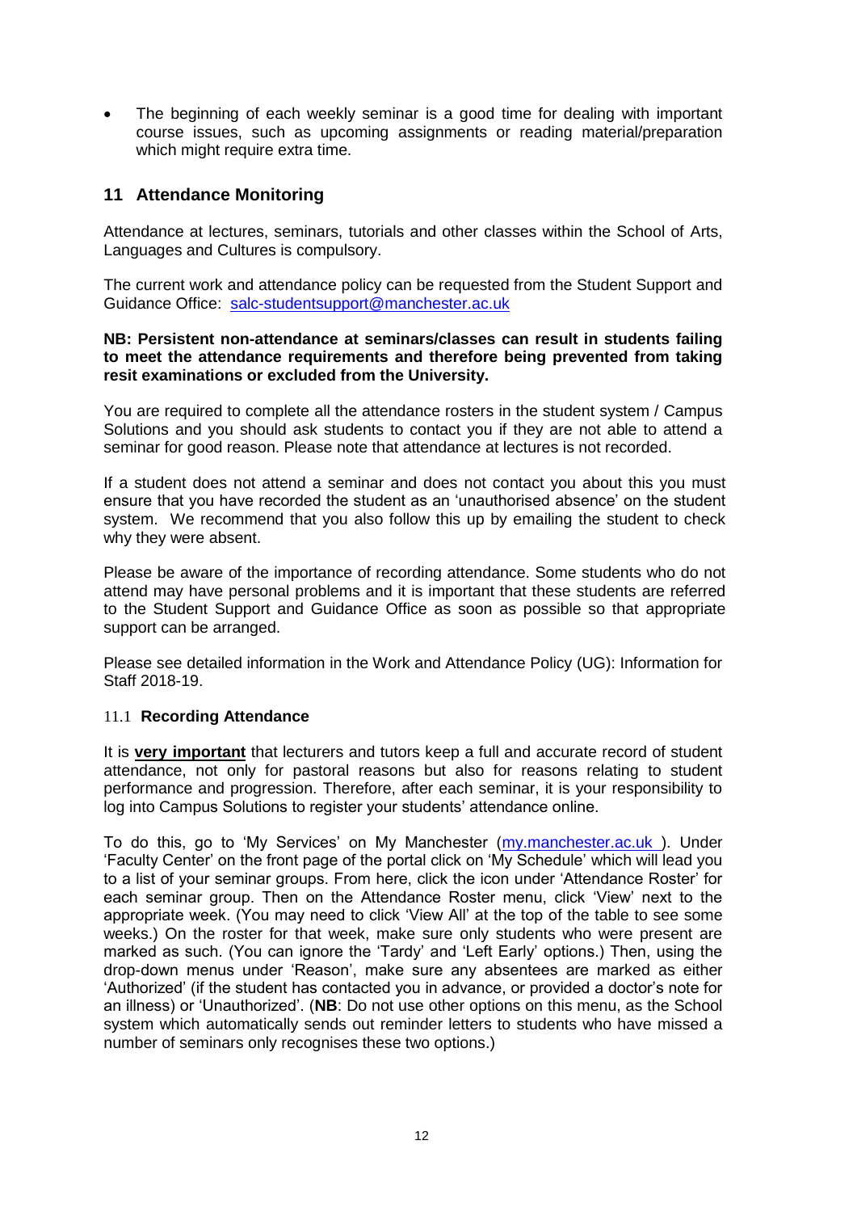- The beginning of each weekly seminar is a good time for dealing with important course issues, such as upcoming assignments or reading material/preparation which might require extra time.

## 11 Attendance Monitoring

Attendance at lectures, seminars, tutorials and other classes within the School of Arts, Languages and Cultures is compulsory.

The current work and attendance policy can be requested from the Student Support and Guidance Office: salc-studentsupport@manchester.ac.uk

**NB: Persistent non-attendance at seminars/classes can result in students failing to meet the attendance requirements and therefore being prevented from taking resit examinations or excluded from the University.**

You are required to complete all the attendance rosters in the student system / Campus Solutions and you should ask students to contact you if they are not able to attend a seminar for good reason. Please note that attendance at lectures is not recorded.

If a student does not attend a seminar and does not contact you about this you must ensure that you have recorded the student as an 'unauthorised absence' on the student system. We recommend that you also follow this up by emailing the student to check why they were absent.

Please be aware of the importance of recording attendance. Some students who do not attend may have personal problems and it is important that these students are referred to the Student Support and Guidance Office as soon as possible so that appropriate support can be arranged.

Please see detailed information in the Work and Attendance Policy (UG): Information for Staff 2018-19.

### 11.1 Recording Attendance

It is **very important** that lecturers and tutors keep a full and accurate record of student attendance, not only for pastoral reasons but also for reasons relating to student performance and progression. Therefore, after each seminar, it is your responsibility to log into Campus Solutions to register your students' attendance online.

To do this, go to 'My Services' on My Manchester (my.manchester.ac.uk ). Under 'Faculty Center' on the front page of the portal click on 'My Schedule' which will lead you to a list of your seminar groups. From here, click the icon under 'Attendance Roster' for each seminar group. Then on the Attendance Roster menu, click 'View' next to the appropriate week. (You may need to click 'View All' at the top of the table to see some weeks.) On the roster for that week, make sure only students who were present are marked as such. (You can ignore the 'Tardy' and 'Left Early' options.) Then, using the drop-down menus under 'Reason', make sure any absentees are marked as either 'Authorized' (if the student has contacted you in advance, or provided a doctor's note for an illness) or 'Unauthorized'. (**NB**: Do not use other options on this menu, as the School system which automatically sends out reminder letters to students who have missed a number of seminars only recognises these two options.)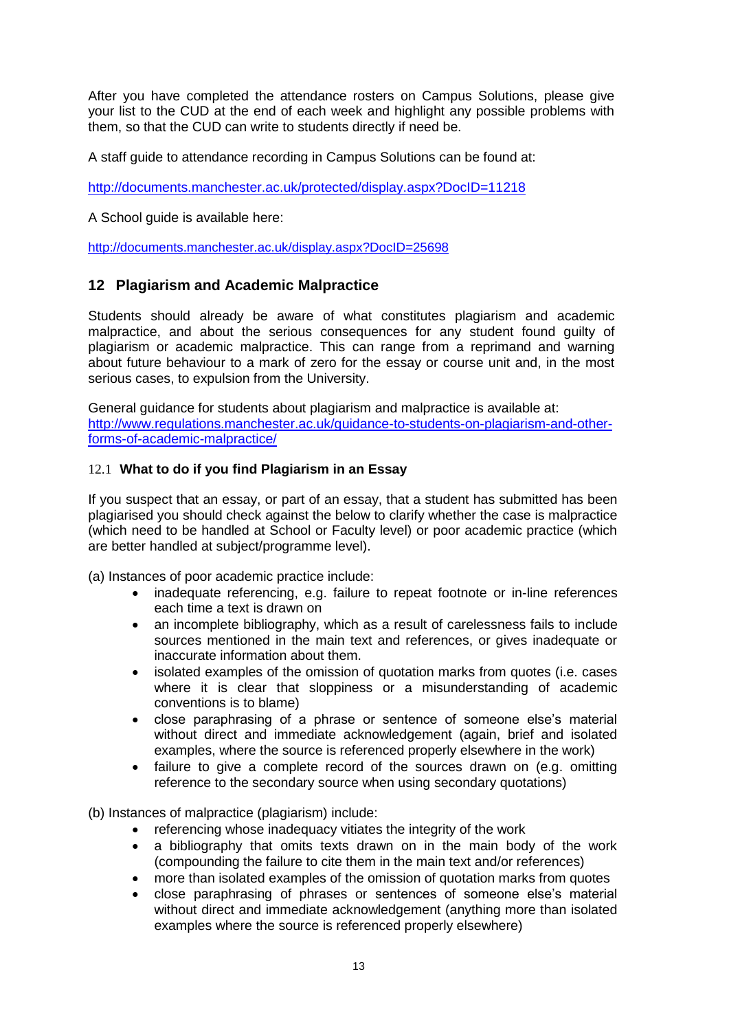After you have completed the attendance rosters on Campus Solutions, please give your list to the CUD at the end of each week and highlight any possible problems with them, so that the CUD can write to students directly if need be.

A staff guide to attendance recording in Campus Solutions can be found at:

http://documents.manchester.ac.uk/protected/display.aspx?DocID=11218

A School guide is available here:

http://documents.manchester.ac.uk/display.aspx?DocID=25698

## 12 Plagiarism and Academic Malpractice

Students should already be aware of what constitutes plagiarism and academic malpractice, and about the serious consequences for any student found guilty of plagiarism or academic malpractice. This can range from a reprimand and warning about future behaviour to a mark of zero for the essay or course unit and, in the most serious cases, to expulsion from the University.

General guidance for students about plagiarism and malpractice is available at:
http://www.regulations.manchester.ac.uk/guidance-to-students-on-plagiarism-and-other-forms-of-academic-malpractice/

### 12.1 What to do if you find Plagiarism in an Essay

If you suspect that an essay, or part of an essay, that a student has submitted has been plagiarised you should check against the below to clarify whether the case is malpractice (which need to be handled at School or Faculty level) or poor academic practice (which are better handled at subject/programme level).

(a) Instances of poor academic practice include:

- inadequate referencing, e.g. failure to repeat footnote or in-line references each time a text is drawn on
- an incomplete bibliography, which as a result of carelessness fails to include sources mentioned in the main text and references, or gives inadequate or inaccurate information about them.
- isolated examples of the omission of quotation marks from quotes (i.e. cases where it is clear that sloppiness or a misunderstanding of academic conventions is to blame)
- close paraphrasing of a phrase or sentence of someone else's material without direct and immediate acknowledgement (again, brief and isolated examples, where the source is referenced properly elsewhere in the work)
- failure to give a complete record of the sources drawn on (e.g. omitting reference to the secondary source when using secondary quotations)

(b) Instances of malpractice (plagiarism) include:

- referencing whose inadequacy vitiates the integrity of the work
- a bibliography that omits texts drawn on in the main body of the work (compounding the failure to cite them in the main text and/or references)
- more than isolated examples of the omission of quotation marks from quotes
- close paraphrasing of phrases or sentences of someone else's material without direct and immediate acknowledgement (anything more than isolated examples where the source is referenced properly elsewhere)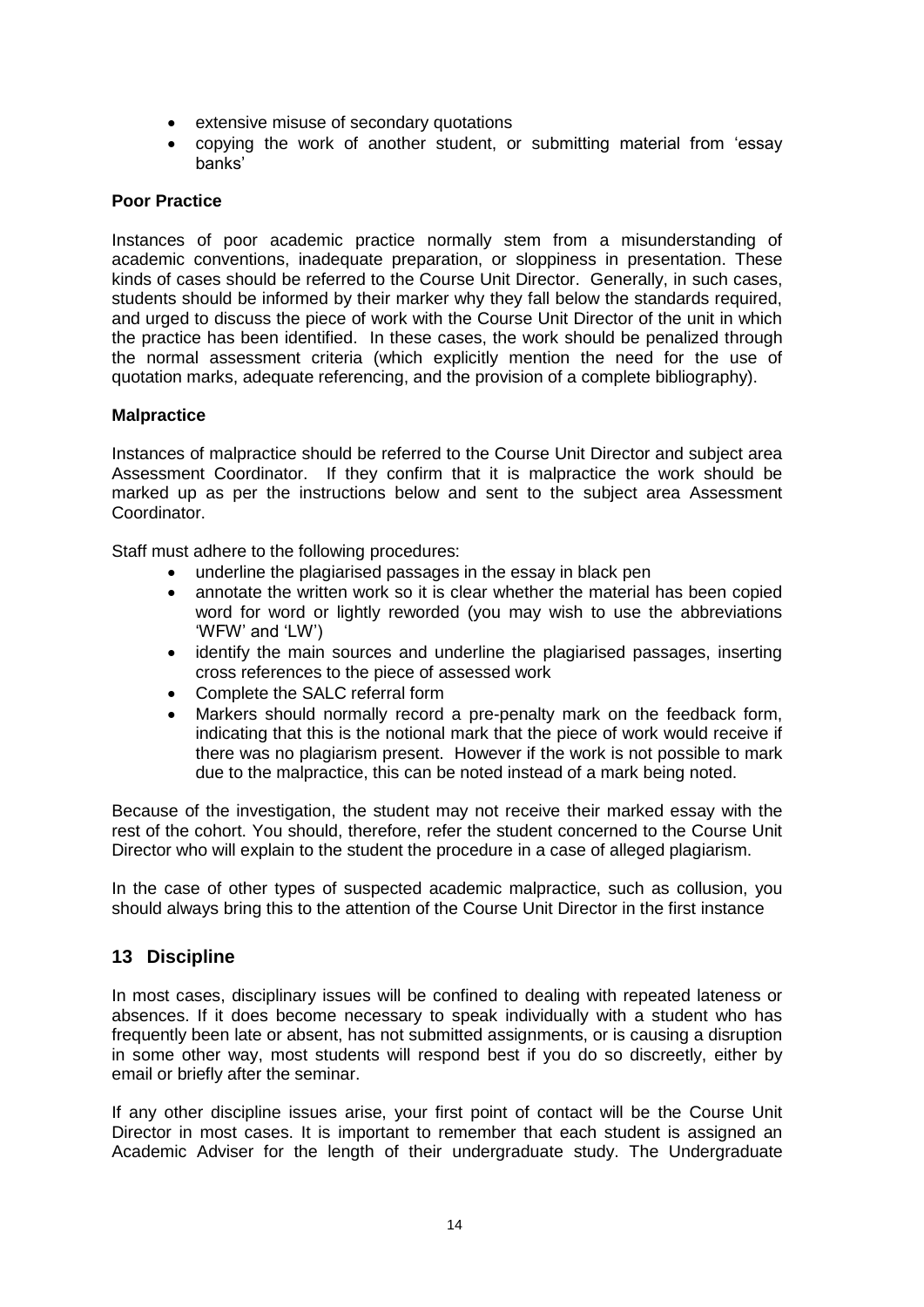- extensive misuse of secondary quotations
- copying the work of another student, or submitting material from 'essay banks'

**Poor Practice**

Instances of poor academic practice normally stem from a misunderstanding of academic conventions, inadequate preparation, or sloppiness in presentation. These kinds of cases should be referred to the Course Unit Director. Generally, in such cases, students should be informed by their marker why they fall below the standards required, and urged to discuss the piece of work with the Course Unit Director of the unit in which the practice has been identified. In these cases, the work should be penalized through the normal assessment criteria (which explicitly mention the need for the use of quotation marks, adequate referencing, and the provision of a complete bibliography).

**Malpractice**

Instances of malpractice should be referred to the Course Unit Director and subject area Assessment Coordinator. If they confirm that it is malpractice the work should be marked up as per the instructions below and sent to the subject area Assessment Coordinator.

Staff must adhere to the following procedures:

- underline the plagiarised passages in the essay in black pen
- annotate the written work so it is clear whether the material has been copied word for word or lightly reworded (you may wish to use the abbreviations 'WFW' and 'LW')
- identify the main sources and underline the plagiarised passages, inserting cross references to the piece of assessed work
- Complete the SALC referral form
- Markers should normally record a pre-penalty mark on the feedback form, indicating that this is the notional mark that the piece of work would receive if there was no plagiarism present. However if the work is not possible to mark due to the malpractice, this can be noted instead of a mark being noted.

Because of the investigation, the student may not receive their marked essay with the rest of the cohort. You should, therefore, refer the student concerned to the Course Unit Director who will explain to the student the procedure in a case of alleged plagiarism.

In the case of other types of suspected academic malpractice, such as collusion, you should always bring this to the attention of the Course Unit Director in the first instance

## 13 Discipline

In most cases, disciplinary issues will be confined to dealing with repeated lateness or absences. If it does become necessary to speak individually with a student who has frequently been late or absent, has not submitted assignments, or is causing a disruption in some other way, most students will respond best if you do so discreetly, either by email or briefly after the seminar.

If any other discipline issues arise, your first point of contact will be the Course Unit Director in most cases. It is important to remember that each student is assigned an Academic Adviser for the length of their undergraduate study. The Undergraduate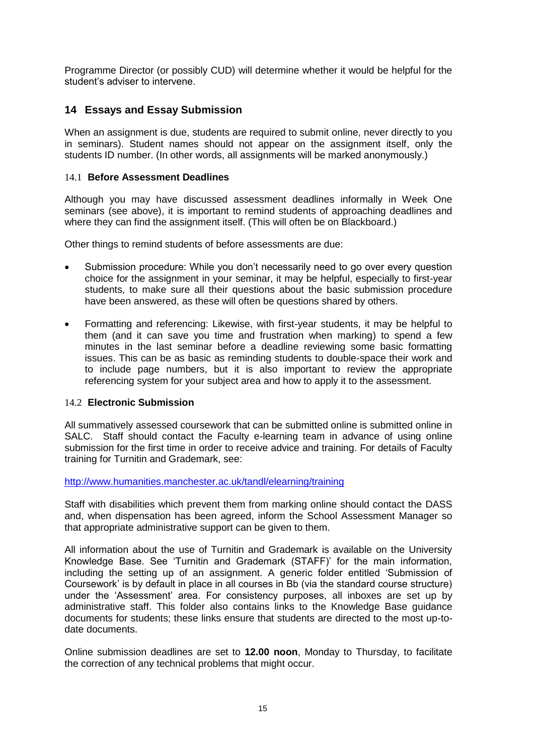Programme Director (or possibly CUD) will determine whether it would be helpful for the student's adviser to intervene.

## 14 Essays and Essay Submission

When an assignment is due, students are required to submit online, never directly to you in seminars). Student names should not appear on the assignment itself, only the students ID number. (In other words, all assignments will be marked anonymously.)

### 14.1 Before Assessment Deadlines

Although you may have discussed assessment deadlines informally in Week One seminars (see above), it is important to remind students of approaching deadlines and where they can find the assignment itself. (This will often be on Blackboard.)

Other things to remind students of before assessments are due:

- Submission procedure: While you don't necessarily need to go over every question choice for the assignment in your seminar, it may be helpful, especially to first-year students, to make sure all their questions about the basic submission procedure have been answered, as these will often be questions shared by others.
- Formatting and referencing: Likewise, with first-year students, it may be helpful to them (and it can save you time and frustration when marking) to spend a few minutes in the last seminar before a deadline reviewing some basic formatting issues. This can be as basic as reminding students to double-space their work and to include page numbers, but it is also important to review the appropriate referencing system for your subject area and how to apply it to the assessment.

### 14.2 Electronic Submission

All summatively assessed coursework that can be submitted online is submitted online in SALC. Staff should contact the Faculty e-learning team in advance of using online submission for the first time in order to receive advice and training. For details of Faculty training for Turnitin and Grademark, see:

http://www.humanities.manchester.ac.uk/tandl/elearning/training

Staff with disabilities which prevent them from marking online should contact the DASS and, when dispensation has been agreed, inform the School Assessment Manager so that appropriate administrative support can be given to them.

All information about the use of Turnitin and Grademark is available on the University Knowledge Base. See 'Turnitin and Grademark (STAFF)' for the main information, including the setting up of an assignment. A generic folder entitled 'Submission of Coursework' is by default in place in all courses in Bb (via the standard course structure) under the 'Assessment' area. For consistency purposes, all inboxes are set up by administrative staff. This folder also contains links to the Knowledge Base guidance documents for students; these links ensure that students are directed to the most up-to-date documents.

Online submission deadlines are set to **12.00 noon**, Monday to Thursday, to facilitate the correction of any technical problems that might occur.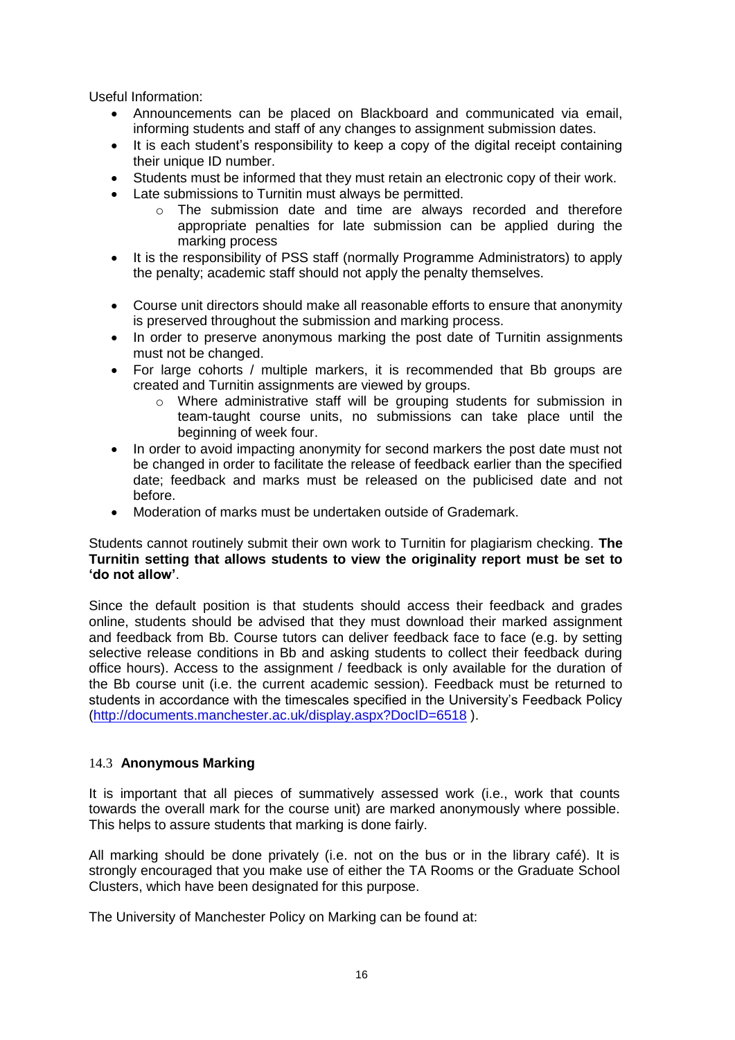Useful Information:

- Announcements can be placed on Blackboard and communicated via email, informing students and staff of any changes to assignment submission dates.
- It is each student's responsibility to keep a copy of the digital receipt containing their unique ID number.
- Students must be informed that they must retain an electronic copy of their work.
- Late submissions to Turnitin must always be permitted.
    - The submission date and time are always recorded and therefore appropriate penalties for late submission can be applied during the marking process
- It is the responsibility of PSS staff (normally Programme Administrators) to apply the penalty; academic staff should not apply the penalty themselves.

- Course unit directors should make all reasonable efforts to ensure that anonymity is preserved throughout the submission and marking process.
- In order to preserve anonymous marking the post date of Turnitin assignments must not be changed.
- For large cohorts / multiple markers, it is recommended that Bb groups are created and Turnitin assignments are viewed by groups.
    - Where administrative staff will be grouping students for submission in team-taught course units, no submissions can take place until the beginning of week four.
- In order to avoid impacting anonymity for second markers the post date must not be changed in order to facilitate the release of feedback earlier than the specified date; feedback and marks must be released on the publicised date and not before.
- Moderation of marks must be undertaken outside of Grademark.

Students cannot routinely submit their own work to Turnitin for plagiarism checking. **The Turnitin setting that allows students to view the originality report must be set to 'do not allow'**.

Since the default position is that students should access their feedback and grades online, students should be advised that they must download their marked assignment and feedback from Bb. Course tutors can deliver feedback face to face (e.g. by setting selective release conditions in Bb and asking students to collect their feedback during office hours). Access to the assignment / feedback is only available for the duration of the Bb course unit (i.e. the current academic session). Feedback must be returned to students in accordance with the timescales specified in the University's Feedback Policy (http://documents.manchester.ac.uk/display.aspx?DocID=6518 ).

### 14.3 **Anonymous Marking**

It is important that all pieces of summatively assessed work (i.e., work that counts towards the overall mark for the course unit) are marked anonymously where possible. This helps to assure students that marking is done fairly.

All marking should be done privately (i.e. not on the bus or in the library café). It is strongly encouraged that you make use of either the TA Rooms or the Graduate School Clusters, which have been designated for this purpose.

The University of Manchester Policy on Marking can be found at: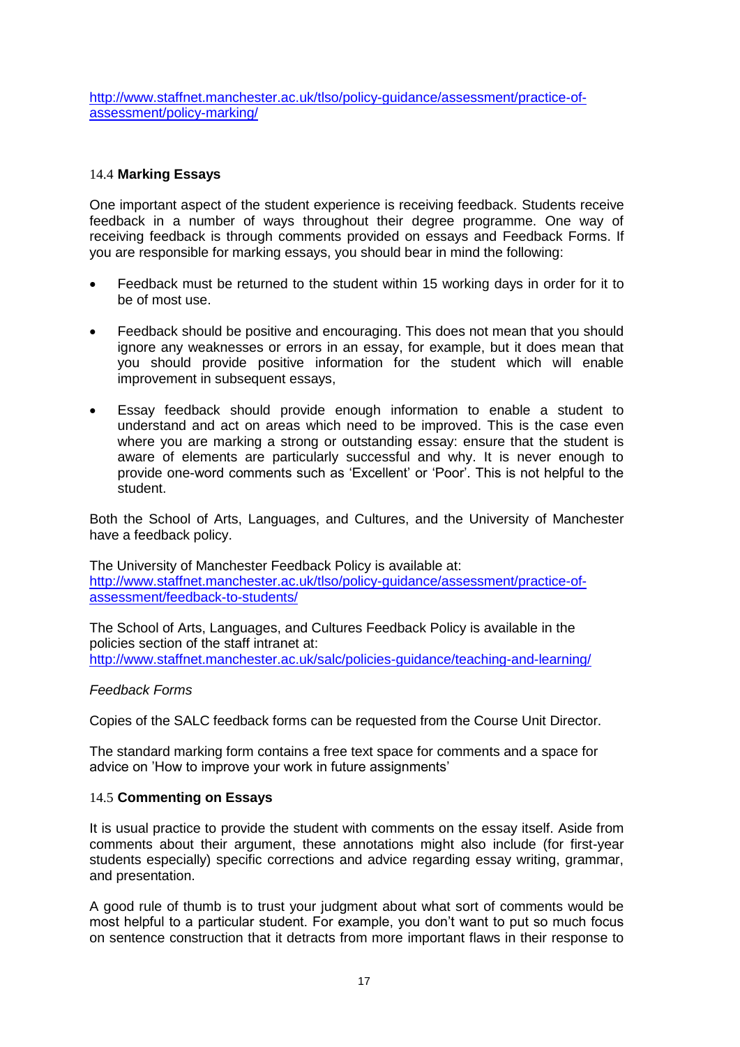http://www.staffnet.manchester.ac.uk/tlso/policy-guidance/assessment/practice-of-assessment/policy-marking/

### 14.4 Marking Essays

One important aspect of the student experience is receiving feedback. Students receive feedback in a number of ways throughout their degree programme. One way of receiving feedback is through comments provided on essays and Feedback Forms. If you are responsible for marking essays, you should bear in mind the following:

- Feedback must be returned to the student within 15 working days in order for it to be of most use.
- Feedback should be positive and encouraging. This does not mean that you should ignore any weaknesses or errors in an essay, for example, but it does mean that you should provide positive information for the student which will enable improvement in subsequent essays,
- Essay feedback should provide enough information to enable a student to understand and act on areas which need to be improved. This is the case even where you are marking a strong or outstanding essay: ensure that the student is aware of elements are particularly successful and why. It is never enough to provide one-word comments such as 'Excellent' or 'Poor'. This is not helpful to the student.

Both the School of Arts, Languages, and Cultures, and the University of Manchester have a feedback policy.

The University of Manchester Feedback Policy is available at:
http://www.staffnet.manchester.ac.uk/tlso/policy-guidance/assessment/practice-of-assessment/feedback-to-students/

The School of Arts, Languages, and Cultures Feedback Policy is available in the policies section of the staff intranet at:
http://www.staffnet.manchester.ac.uk/salc/policies-guidance/teaching-and-learning/

*Feedback Forms*

Copies of the SALC feedback forms can be requested from the Course Unit Director.

The standard marking form contains a free text space for comments and a space for advice on 'How to improve your work in future assignments'

### 14.5 Commenting on Essays

It is usual practice to provide the student with comments on the essay itself. Aside from comments about their argument, these annotations might also include (for first-year students especially) specific corrections and advice regarding essay writing, grammar, and presentation.

A good rule of thumb is to trust your judgment about what sort of comments would be most helpful to a particular student. For example, you don't want to put so much focus on sentence construction that it detracts from more important flaws in their response to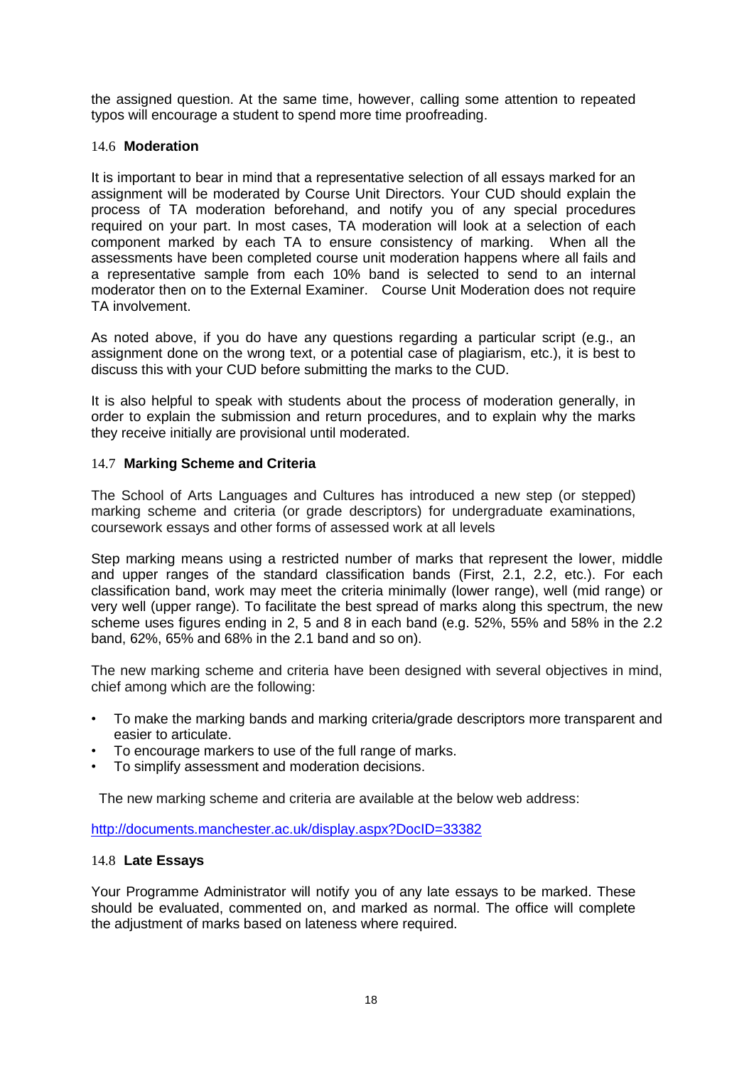the assigned question. At the same time, however, calling some attention to repeated typos will encourage a student to spend more time proofreading.

### 14.6 Moderation

It is important to bear in mind that a representative selection of all essays marked for an assignment will be moderated by Course Unit Directors. Your CUD should explain the process of TA moderation beforehand, and notify you of any special procedures required on your part. In most cases, TA moderation will look at a selection of each component marked by each TA to ensure consistency of marking. When all the assessments have been completed course unit moderation happens where all fails and a representative sample from each 10% band is selected to send to an internal moderator then on to the External Examiner. Course Unit Moderation does not require TA involvement.

As noted above, if you do have any questions regarding a particular script (e.g., an assignment done on the wrong text, or a potential case of plagiarism, etc.), it is best to discuss this with your CUD before submitting the marks to the CUD.

It is also helpful to speak with students about the process of moderation generally, in order to explain the submission and return procedures, and to explain why the marks they receive initially are provisional until moderated.

### 14.7 Marking Scheme and Criteria

The School of Arts Languages and Cultures has introduced a new step (or stepped) marking scheme and criteria (or grade descriptors) for undergraduate examinations, coursework essays and other forms of assessed work at all levels

Step marking means using a restricted number of marks that represent the lower, middle and upper ranges of the standard classification bands (First, 2.1, 2.2, etc.). For each classification band, work may meet the criteria minimally (lower range), well (mid range) or very well (upper range). To facilitate the best spread of marks along this spectrum, the new scheme uses figures ending in 2, 5 and 8 in each band (e.g. 52%, 55% and 58% in the 2.2 band, 62%, 65% and 68% in the 2.1 band and so on).

The new marking scheme and criteria have been designed with several objectives in mind, chief among which are the following:

- To make the marking bands and marking criteria/grade descriptors more transparent and easier to articulate.
- To encourage markers to use of the full range of marks.
- To simplify assessment and moderation decisions.

The new marking scheme and criteria are available at the below web address:

http://documents.manchester.ac.uk/display.aspx?DocID=33382

### 14.8 Late Essays

Your Programme Administrator will notify you of any late essays to be marked. These should be evaluated, commented on, and marked as normal. The office will complete the adjustment of marks based on lateness where required.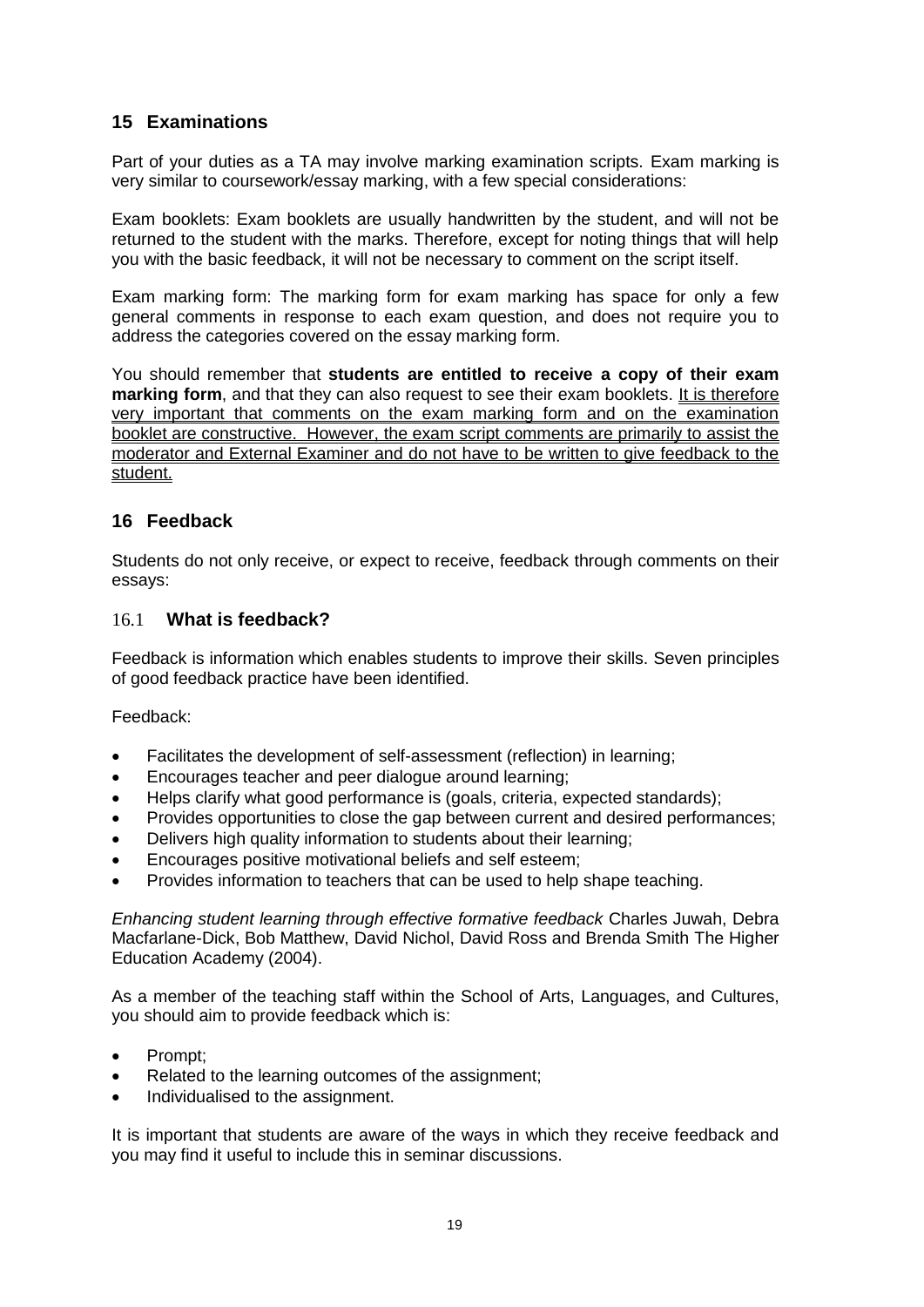## 15 Examinations

Part of your duties as a TA may involve marking examination scripts. Exam marking is very similar to coursework/essay marking, with a few special considerations:

Exam booklets: Exam booklets are usually handwritten by the student, and will not be returned to the student with the marks. Therefore, except for noting things that will help you with the basic feedback, it will not be necessary to comment on the script itself.

Exam marking form: The marking form for exam marking has space for only a few general comments in response to each exam question, and does not require you to address the categories covered on the essay marking form.

You should remember that **students are entitled to receive a copy of their exam marking form**, and that they can also request to see their exam booklets. <u>It is therefore very important that comments on the exam marking form and on the examination booklet are constructive. However, the exam script comments are primarily to assist the moderator and External Examiner and do not have to be written to give feedback to the student.</u>

## 16 Feedback

Students do not only receive, or expect to receive, feedback through comments on their essays:

### 16.1 What is feedback?

Feedback is information which enables students to improve their skills. Seven principles of good feedback practice have been identified.

Feedback:

- Facilitates the development of self-assessment (reflection) in learning;
- Encourages teacher and peer dialogue around learning;
- Helps clarify what good performance is (goals, criteria, expected standards);
- Provides opportunities to close the gap between current and desired performances;
- Delivers high quality information to students about their learning;
- Encourages positive motivational beliefs and self esteem;
- Provides information to teachers that can be used to help shape teaching.

*Enhancing student learning through effective formative feedback* Charles Juwah, Debra Macfarlane-Dick, Bob Matthew, David Nichol, David Ross and Brenda Smith The Higher Education Academy (2004).

As a member of the teaching staff within the School of Arts, Languages, and Cultures, you should aim to provide feedback which is:

- Prompt;
- Related to the learning outcomes of the assignment;
- Individualised to the assignment.

It is important that students are aware of the ways in which they receive feedback and you may find it useful to include this in seminar discussions.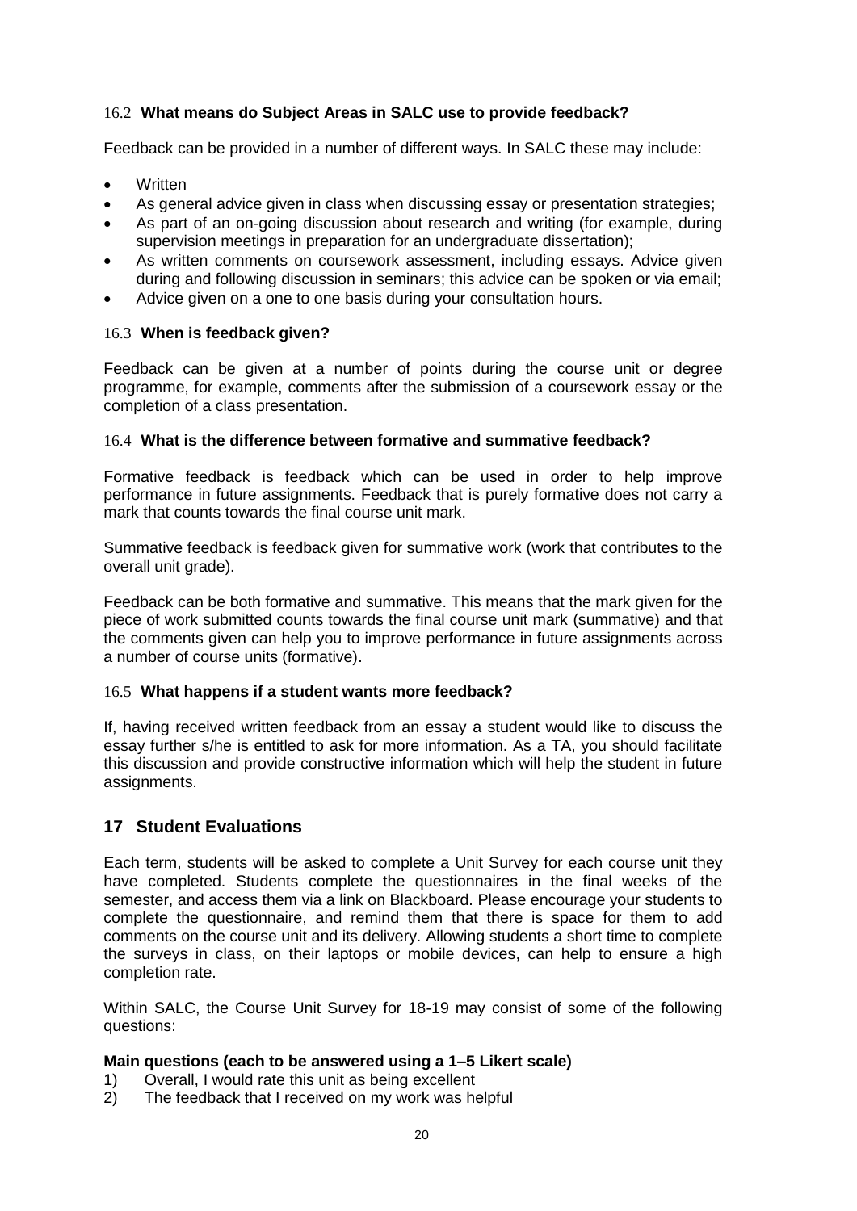### 16.2 What means do Subject Areas in SALC use to provide feedback?

Feedback can be provided in a number of different ways. In SALC these may include:

- Written
- As general advice given in class when discussing essay or presentation strategies;
- As part of an on-going discussion about research and writing (for example, during supervision meetings in preparation for an undergraduate dissertation);
- As written comments on coursework assessment, including essays. Advice given during and following discussion in seminars; this advice can be spoken or via email;
- Advice given on a one to one basis during your consultation hours.

### 16.3 When is feedback given?

Feedback can be given at a number of points during the course unit or degree programme, for example, comments after the submission of a coursework essay or the completion of a class presentation.

### 16.4 What is the difference between formative and summative feedback?

Formative feedback is feedback which can be used in order to help improve performance in future assignments. Feedback that is purely formative does not carry a mark that counts towards the final course unit mark.

Summative feedback is feedback given for summative work (work that contributes to the overall unit grade).

Feedback can be both formative and summative. This means that the mark given for the piece of work submitted counts towards the final course unit mark (summative) and that the comments given can help you to improve performance in future assignments across a number of course units (formative).

### 16.5 What happens if a student wants more feedback?

If, having received written feedback from an essay a student would like to discuss the essay further s/he is entitled to ask for more information. As a TA, you should facilitate this discussion and provide constructive information which will help the student in future assignments.

## 17 Student Evaluations

Each term, students will be asked to complete a Unit Survey for each course unit they have completed. Students complete the questionnaires in the final weeks of the semester, and access them via a link on Blackboard. Please encourage your students to complete the questionnaire, and remind them that there is space for them to add comments on the course unit and its delivery. Allowing students a short time to complete the surveys in class, on their laptops or mobile devices, can help to ensure a high completion rate.

Within SALC, the Course Unit Survey for 18-19 may consist of some of the following questions:

**Main questions (each to be answered using a 1–5 Likert scale)**

1) Overall, I would rate this unit as being excellent
2) The feedback that I received on my work was helpful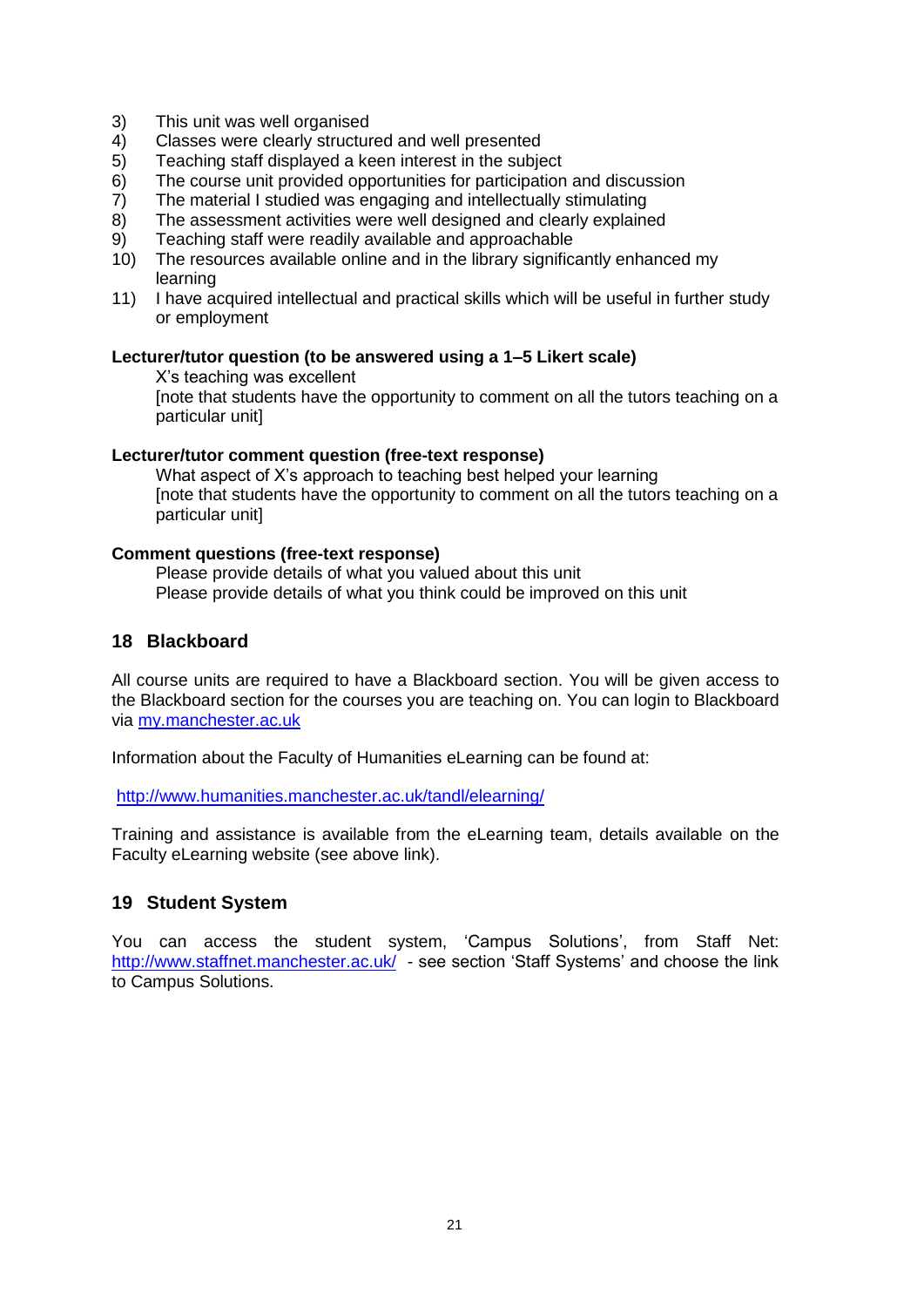3) This unit was well organised
4) Classes were clearly structured and well presented
5) Teaching staff displayed a keen interest in the subject
6) The course unit provided opportunities for participation and discussion
7) The material I studied was engaging and intellectually stimulating
8) The assessment activities were well designed and clearly explained
9) Teaching staff were readily available and approachable
10) The resources available online and in the library significantly enhanced my learning
11) I have acquired intellectual and practical skills which will be useful in further study or employment

**Lecturer/tutor question (to be answered using a 1–5 Likert scale)**

X's teaching was excellent
[note that students have the opportunity to comment on all the tutors teaching on a particular unit]

**Lecturer/tutor comment question (free-text response)**

What aspect of X's approach to teaching best helped your learning
[note that students have the opportunity to comment on all the tutors teaching on a particular unit]

**Comment questions (free-text response)**

Please provide details of what you valued about this unit
Please provide details of what you think could be improved on this unit

## 18 Blackboard

All course units are required to have a Blackboard section. You will be given access to the Blackboard section for the courses you are teaching on. You can login to Blackboard via [my.manchester.ac.uk](my.manchester.ac.uk)

Information about the Faculty of Humanities eLearning can be found at:

[http://www.humanities.manchester.ac.uk/tandl/elearning/](http://www.humanities.manchester.ac.uk/tandl/elearning/)

Training and assistance is available from the eLearning team, details available on the Faculty eLearning website (see above link).

## 19 Student System

You can access the student system, 'Campus Solutions', from Staff Net: [http://www.staffnet.manchester.ac.uk/](http://www.staffnet.manchester.ac.uk/) - see section 'Staff Systems' and choose the link to Campus Solutions.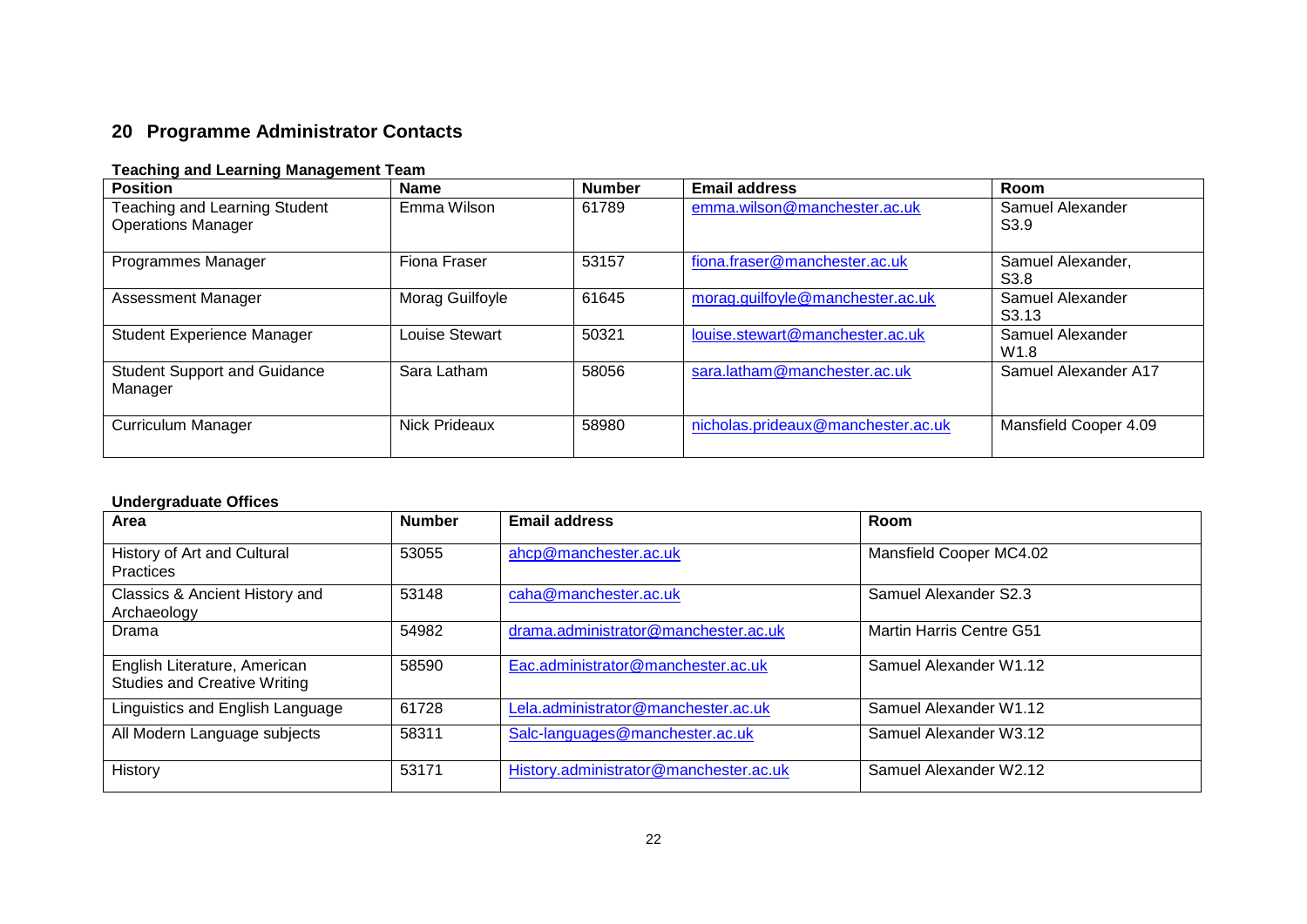## 20 Programme Administrator Contacts

### Teaching and Learning Management Team

| Position | Name | Number | Email address | Room |
|---|---|---|---|---|
| Teaching and Learning Student Operations Manager | Emma Wilson | 61789 | emma.wilson@manchester.ac.uk | Samuel Alexander S3.9 |
| Programmes Manager | Fiona Fraser | 53157 | fiona.fraser@manchester.ac.uk | Samuel Alexander, S3.8 |
| Assessment Manager | Morag Guilfoyle | 61645 | morag.guilfoyle@manchester.ac.uk | Samuel Alexander S3.13 |
| Student Experience Manager | Louise Stewart | 50321 | louise.stewart@manchester.ac.uk | Samuel Alexander W1.8 |
| Student Support and Guidance Manager | Sara Latham | 58056 | sara.latham@manchester.ac.uk | Samuel Alexander A17 |
| Curriculum Manager | Nick Prideaux | 58980 | nicholas.prideaux@manchester.ac.uk | Mansfield Cooper 4.09 |

### Undergraduate Offices

| Area | Number | Email address | Room |
|---|---|---|---|
| History of Art and Cultural Practices | 53055 | ahcp@manchester.ac.uk | Mansfield Cooper MC4.02 |
| Classics & Ancient History and Archaeology | 53148 | caha@manchester.ac.uk | Samuel Alexander S2.3 |
| Drama | 54982 | drama.administrator@manchester.ac.uk | Martin Harris Centre G51 |
| English Literature, American Studies and Creative Writing | 58590 | Eac.administrator@manchester.ac.uk | Samuel Alexander W1.12 |
| Linguistics and English Language | 61728 | Lela.administrator@manchester.ac.uk | Samuel Alexander W1.12 |
| All Modern Language subjects | 58311 | Salc-languages@manchester.ac.uk | Samuel Alexander W3.12 |
| History | 53171 | History.administrator@manchester.ac.uk | Samuel Alexander W2.12 |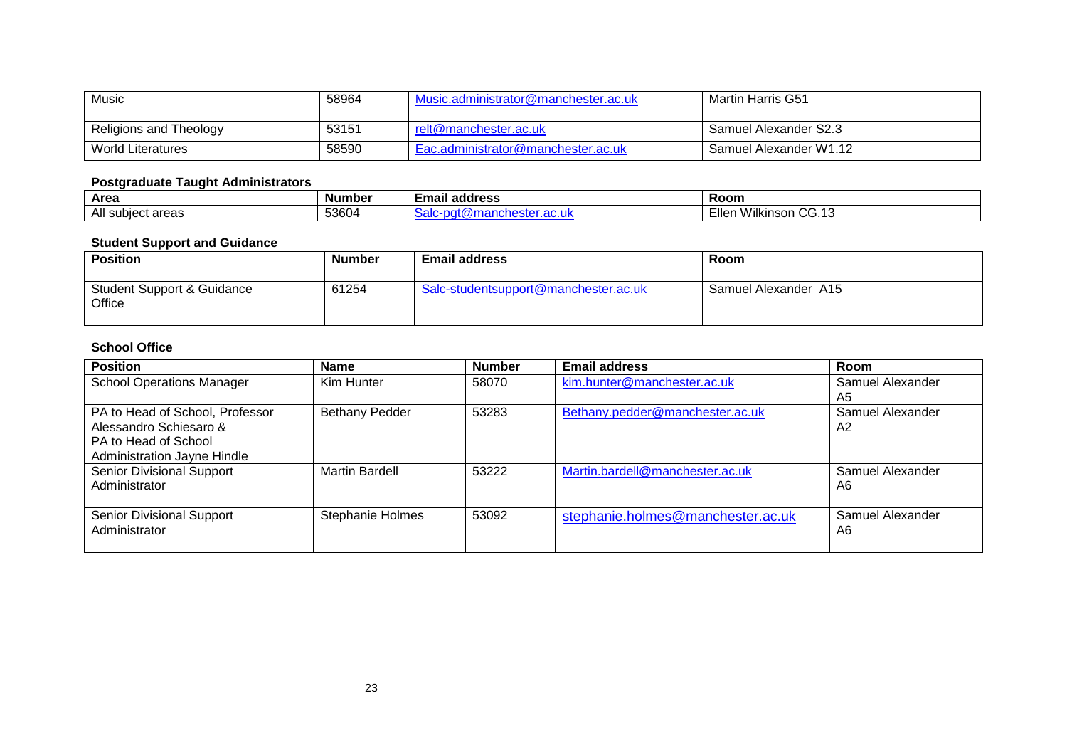| | | | |
|---|---|---|---|
| Music | 58964 | Music.administrator@manchester.ac.uk | Martin Harris G51 |
| Religions and Theology | 53151 | relt@manchester.ac.uk | Samuel Alexander S2.3 |
| World Literatures | 58590 | Eac.administrator@manchester.ac.uk | Samuel Alexander W1.12 |

**Postgraduate Taught Administrators**

| Area | Number | Email address | Room |
|---|---|---|---|
| All subject areas | 53604 | Salc-pgt@manchester.ac.uk | Ellen Wilkinson CG.13 |

**Student Support and Guidance**

| Position | Number | Email address | Room |
|---|---|---|---|
| Student Support & Guidance Office | 61254 | Salc-studentsupport@manchester.ac.uk | Samuel Alexander A15 |

**School Office**

| Position | Name | Number | Email address | Room |
|---|---|---|---|---|
| School Operations Manager | Kim Hunter | 58070 | kim.hunter@manchester.ac.uk | Samuel Alexander A5 |
| PA to Head of School, Professor Alessandro Schiesaro & PA to Head of School Administration Jayne Hindle | Bethany Pedder | 53283 | Bethany.pedder@manchester.ac.uk | Samuel Alexander A2 |
| Senior Divisional Support Administrator | Martin Bardell | 53222 | Martin.bardell@manchester.ac.uk | Samuel Alexander A6 |
| Senior Divisional Support Administrator | Stephanie Holmes | 53092 | stephanie.holmes@manchester.ac.uk | Samuel Alexander A6 |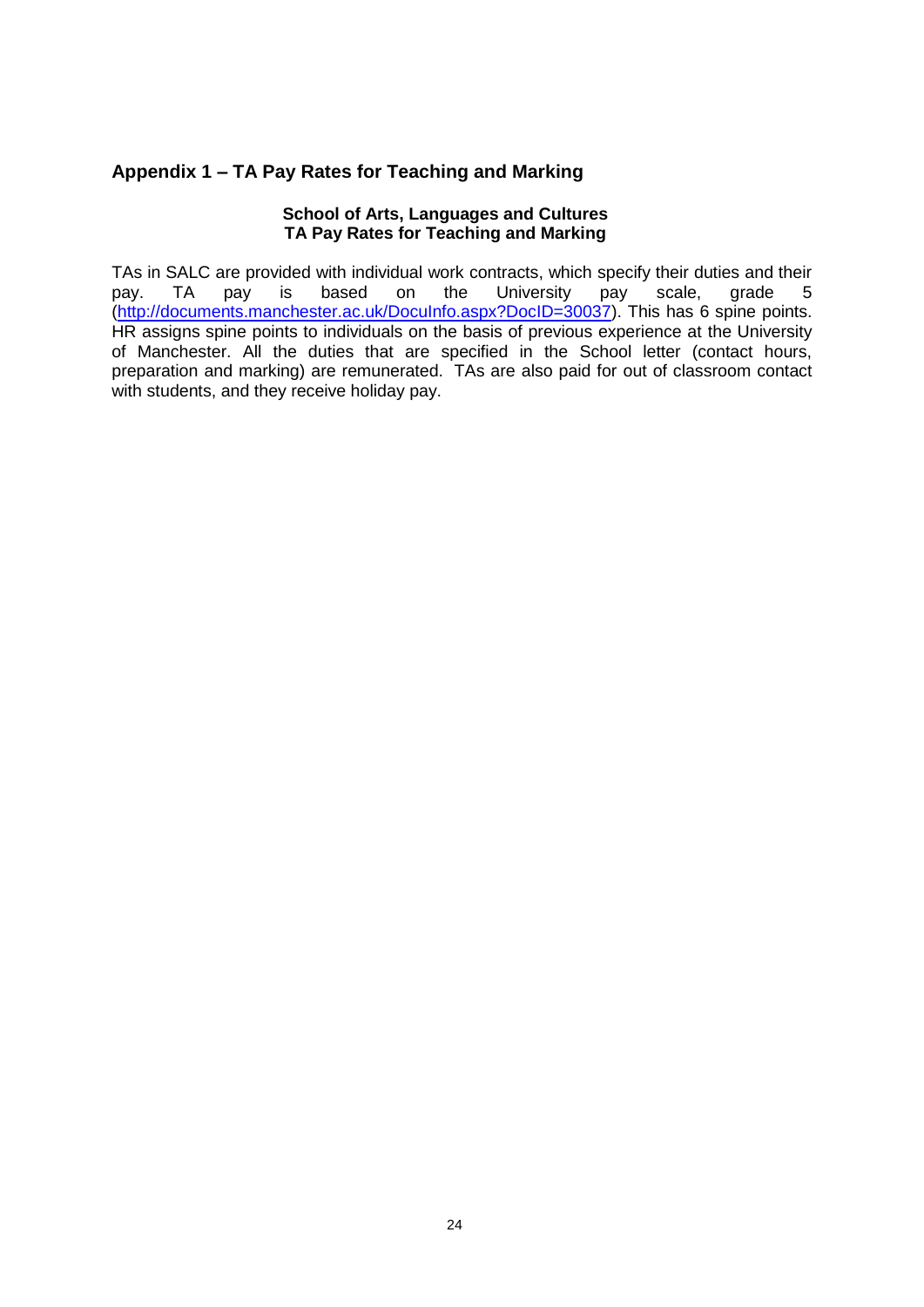## Appendix 1 – TA Pay Rates for Teaching and Marking

**School of Arts, Languages and Cultures**
**TA Pay Rates for Teaching and Marking**

TAs in SALC are provided with individual work contracts, which specify their duties and their pay. TA pay is based on the University pay scale, grade 5 (http://documents.manchester.ac.uk/DocuInfo.aspx?DocID=30037). This has 6 spine points. HR assigns spine points to individuals on the basis of previous experience at the University of Manchester. All the duties that are specified in the School letter (contact hours, preparation and marking) are remunerated. TAs are also paid for out of classroom contact with students, and they receive holiday pay.